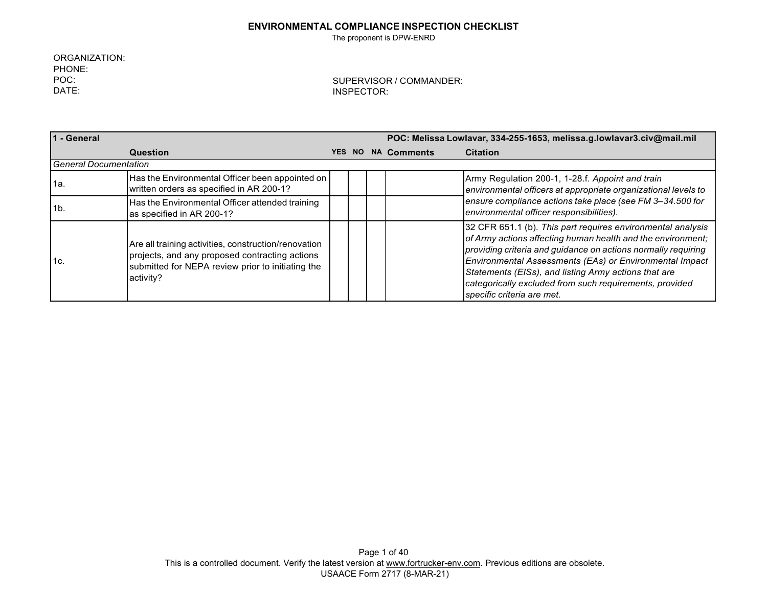# ENVIRONMENTAL COMPLIANCE INSPECTION CHECKLIST

The proponent is DPW-ENRD

ORGANIZATION:
PHONE:
POC:
DATE:

SUPERVISOR / COMMANDER:
INSPECTOR:

| 1 - General | | | | | | POC: Melissa Lowlavar, 334-255-1653, melissa.g.lowlavar3.civ@mail.mil |
|---|---|---|---|---|---|---|
| | **Question** | **YES** | **NO** | **NA** | **Comments** | **Citation** |
| *General Documentation* | | | | | | |
| 1a. | Has the Environmental Officer been appointed on written orders as specified in AR 200-1? | | | | | Army Regulation 200-1, 1-28.f. *Appoint and train environmental officers at appropriate organizational levels to ensure compliance actions take place (see FM 3–34.500 for environmental officer responsibilities).* |
| 1b. | Has the Environmental Officer attended training as specified in AR 200-1? | | | | | |
| 1c. | Are all training activities, construction/renovation projects, and any proposed contracting actions submitted for NEPA review prior to initiating the activity? | | | | | 32 CFR 651.1 (b). *This part requires environmental analysis of Army actions affecting human health and the environment; providing criteria and guidance on actions normally requiring Environmental Assessments (EAs) or Environmental Impact Statements (EISs), and listing Army actions that are categorically excluded from such requirements, provided specific criteria are met.* |

This is a controlled document. Verify the latest version at www.fortrucker-env.com. Previous editions are obsolete.
USAACE Form 2717 (8-MAR-21)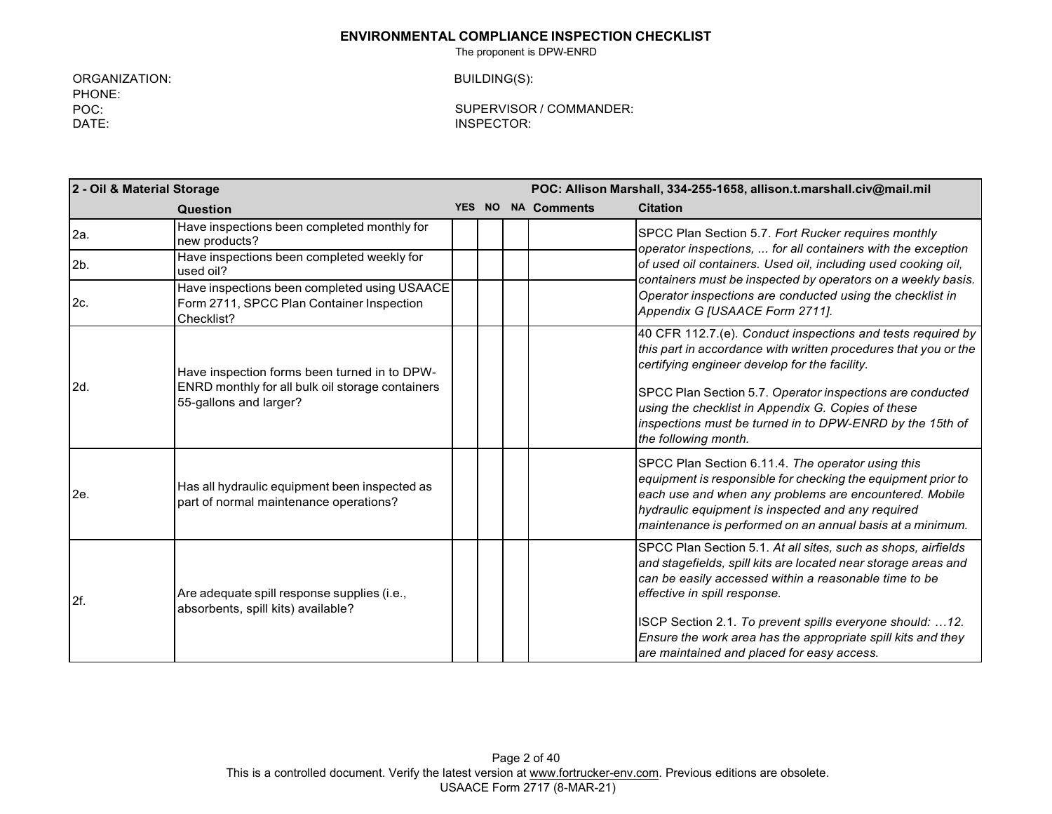**ENVIRONMENTAL COMPLIANCE INSPECTION CHECKLIST**

The proponent is DPW-ENRD

ORGANIZATION:
PHONE:
POC:
DATE:

BUILDING(S):

SUPERVISOR / COMMANDER:
INSPECTOR:

| **2 - Oil & Material Storage** | | | | | | **POC: Allison Marshall, 334-255-1658, allison.t.marshall.civ@mail.mil** |
|---|---|---|---|---|---|---|
| | **Question** | **YES** | **NO** | **NA** | **Comments** | **Citation** |
| 2a. | Have inspections been completed monthly for new products? | | | | | SPCC Plan Section 5.7. *Fort Rucker requires monthly operator inspections, ... for all containers with the exception of used oil containers. Used oil, including used cooking oil, containers must be inspected by operators on a weekly basis. Operator inspections are conducted using the checklist in Appendix G [USAACE Form 2711].* |
| 2b. | Have inspections been completed weekly for used oil? | | | | | |
| 2c. | Have inspections been completed using USAACE Form 2711, SPCC Plan Container Inspection Checklist? | | | | | |
| 2d. | Have inspection forms been turned in to DPW-ENRD monthly for all bulk oil storage containers 55-gallons and larger? | | | | | 40 CFR 112.7.(e). *Conduct inspections and tests required by this part in accordance with written procedures that you or the certifying engineer develop for the facility.*<br><br>SPCC Plan Section 5.7. *Operator inspections are conducted using the checklist in Appendix G. Copies of these inspections must be turned in to DPW-ENRD by the 15th of the following month.* |
| 2e. | Has all hydraulic equipment been inspected as part of normal maintenance operations? | | | | | SPCC Plan Section 6.11.4. *The operator using this equipment is responsible for checking the equipment prior to each use and when any problems are encountered. Mobile hydraulic equipment is inspected and any required maintenance is performed on an annual basis at a minimum.* |
| 2f. | Are adequate spill response supplies (i.e., absorbents, spill kits) available? | | | | | SPCC Plan Section 5.1. *At all sites, such as shops, airfields and stagefields, spill kits are located near storage areas and can be easily accessed within a reasonable time to be effective in spill response.*<br><br>ISCP Section 2.1. *To prevent spills everyone should: …12. Ensure the work area has the appropriate spill kits and they are maintained and placed for easy access.* |

This is a controlled document. Verify the latest version at www.fortrucker-env.com. Previous editions are obsolete.
USAACE Form 2717 (8-MAR-21)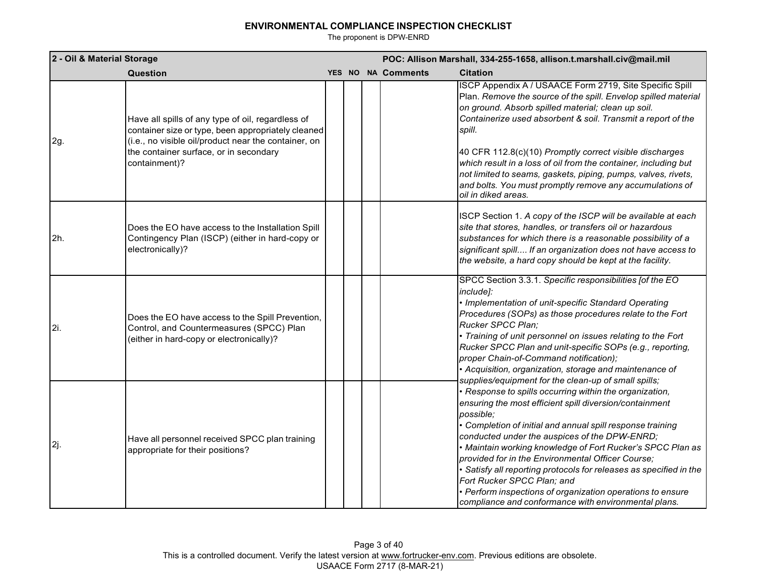# ENVIRONMENTAL COMPLIANCE INSPECTION CHECKLIST

The proponent is DPW-ENRD

| 2 - Oil & Material Storage | | | | | | POC: Allison Marshall, 334-255-1658, allison.t.marshall.civ@mail.mil |
|---|---|---|---|---|---|---|
| | **Question** | **YES** | **NO** | **NA** | **Comments** | **Citation** |
| 2g. | Have all spills of any type of oil, regardless of container size or type, been appropriately cleaned (i.e., no visible oil/product near the container, on the container surface, or in secondary containment)? | | | | | ISCP Appendix A / USAACE Form 2719, Site Specific Spill Plan. *Remove the source of the spill. Envelop spilled material on ground. Absorb spilled material; clean up soil. Containerize used absorbent & soil. Transmit a report of the spill.*<br><br>40 CFR 112.8(c)(10) *Promptly correct visible discharges which result in a loss of oil from the container, including but not limited to seams, gaskets, piping, pumps, valves, rivets, and bolts. You must promptly remove any accumulations of oil in diked areas.* |
| 2h. | Does the EO have access to the Installation Spill Contingency Plan (ISCP) (either in hard-copy or electronically)? | | | | | ISCP Section 1. *A copy of the ISCP will be available at each site that stores, handles, or transfers oil or hazardous substances for which there is a reasonable possibility of a significant spill.... If an organization does not have access to the website, a hard copy should be kept at the facility.* |
| 2i. | Does the EO have access to the Spill Prevention, Control, and Countermeasures (SPCC) Plan (either in hard-copy or electronically)? | | | | | SPCC Section 3.3.1. *Specific responsibilities [of the EO include]:*<br>*• Implementation of unit-specific Standard Operating Procedures (SOPs) as those procedures relate to the Fort Rucker SPCC Plan;*<br>*• Training of unit personnel on issues relating to the Fort Rucker SPCC Plan and unit-specific SOPs (e.g., reporting, proper Chain-of-Command notification);*<br>*• Acquisition, organization, storage and maintenance of supplies/equipment for the clean-up of small spills;*<br>*• Response to spills occurring within the organization, ensuring the most efficient spill diversion/containment possible;*<br>*• Completion of initial and annual spill response training conducted under the auspices of the DPW-ENRD;*<br>*• Maintain working knowledge of Fort Rucker's SPCC Plan as provided for in the Environmental Officer Course;*<br>*• Satisfy all reporting protocols for releases as specified in the Fort Rucker SPCC Plan; and*<br>*• Perform inspections of organization operations to ensure compliance and conformance with environmental plans.* |
| 2j. | Have all personnel received SPCC plan training appropriate for their positions? | | | | | |

This is a controlled document. Verify the latest version at www.fortrucker-env.com. Previous editions are obsolete.
USAACE Form 2717 (8-MAR-21)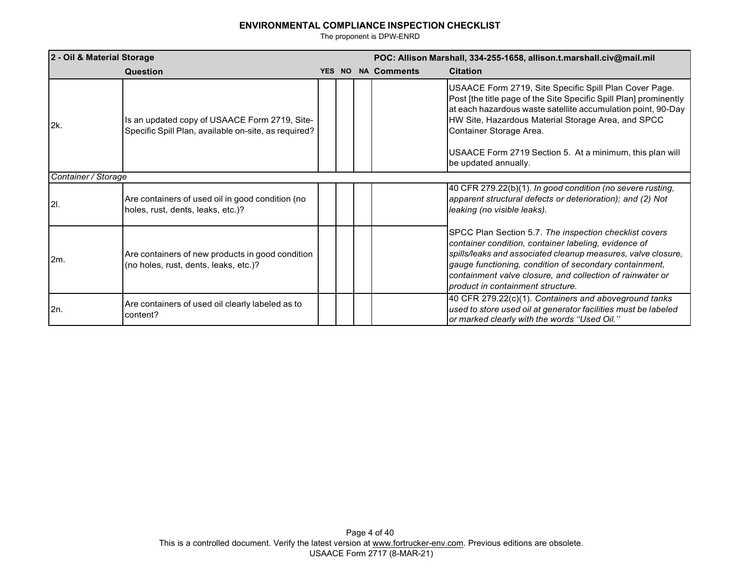**ENVIRONMENTAL COMPLIANCE INSPECTION CHECKLIST**

The proponent is DPW-ENRD

| 2 - Oil & Material Storage | | | | | POC: Allison Marshall, 334-255-1658, allison.t.marshall.civ@mail.mil | |
|---|---|---|---|---|---|---|
| | **Question** | **YES** | **NO** | **NA** | **Comments** | **Citation** |
| 2k. | Is an updated copy of USAACE Form 2719, Site-Specific Spill Plan, available on-site, as required? | | | | | USAACE Form 2719, Site Specific Spill Plan Cover Page. Post [the title page of the Site Specific Spill Plan] prominently at each hazardous waste satellite accumulation point, 90-Day HW Site, Hazardous Material Storage Area, and SPCC Container Storage Area.<br><br>USAACE Form 2719 Section 5. At a minimum, this plan will be updated annually. |
| *Container / Storage* | | | | | | |
| 2l. | Are containers of used oil in good condition (no holes, rust, dents, leaks, etc.)? | | | | | 40 CFR 279.22(b)(1). *In good condition (no severe rusting, apparent structural defects or deterioration); and (2) Not leaking (no visible leaks).* |
| 2m. | Are containers of new products in good condition (no holes, rust, dents, leaks, etc.)? | | | | | SPCC Plan Section 5.7. *The inspection checklist covers container condition, container labeling, evidence of spills/leaks and associated cleanup measures, valve closure, gauge functioning, condition of secondary containment, containment valve closure, and collection of rainwater or product in containment structure.* |
| 2n. | Are containers of used oil clearly labeled as to content? | | | | | 40 CFR 279.22(c)(1). *Containers and aboveground tanks used to store used oil at generator facilities must be labeled or marked clearly with the words ''Used Oil.''* |

This is a controlled document. Verify the latest version at www.fortrucker-env.com. Previous editions are obsolete.

USAACE Form 2717 (8-MAR-21)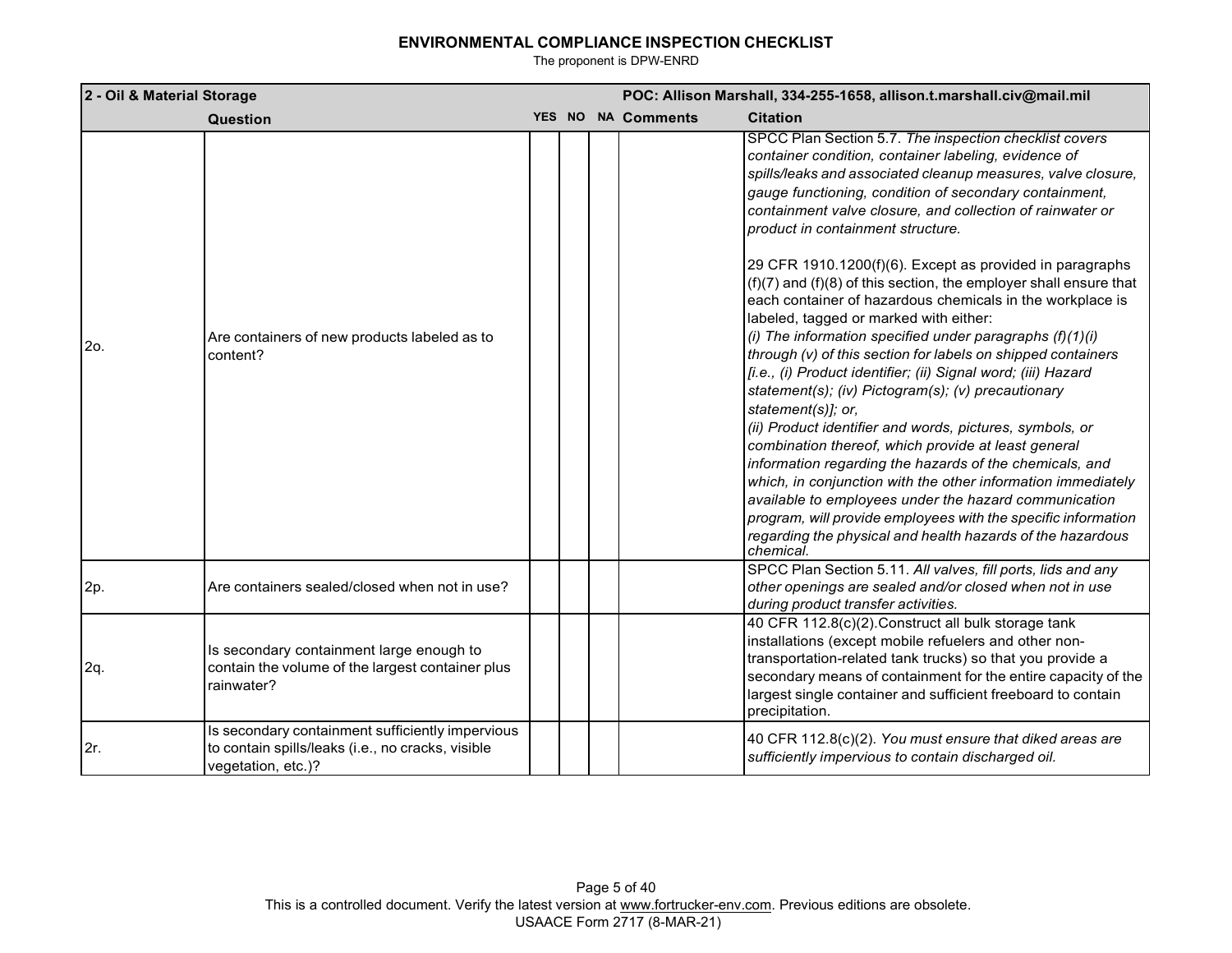# ENVIRONMENTAL COMPLIANCE INSPECTION CHECKLIST

The proponent is DPW-ENRD

| 2 - Oil & Material Storage | | | | | POC: Allison Marshall, 334-255-1658, allison.t.marshall.civ@mail.mil | |
|---|---|---|---|---|---|---|
| | **Question** | **YES** | **NO** | **NA** | **Comments** | **Citation** |
| 2o. | Are containers of new products labeled as to content? | | | | | SPCC Plan Section 5.7. *The inspection checklist covers container condition, container labeling, evidence of spills/leaks and associated cleanup measures, valve closure, gauge functioning, condition of secondary containment, containment valve closure, and collection of rainwater or product in containment structure.*<br><br>29 CFR 1910.1200(f)(6). Except as provided in paragraphs (f)(7) and (f)(8) of this section, the employer shall ensure that each container of hazardous chemicals in the workplace is labeled, tagged or marked with either:<br>*(i) The information specified under paragraphs (f)(1)(i) through (v) of this section for labels on shipped containers [i.e., (i) Product identifier; (ii) Signal word; (iii) Hazard statement(s); (iv) Pictogram(s); (v) precautionary statement(s)]; or,*<br>*(ii) Product identifier and words, pictures, symbols, or combination thereof, which provide at least general information regarding the hazards of the chemicals, and which, in conjunction with the other information immediately available to employees under the hazard communication program, will provide employees with the specific information regarding the physical and health hazards of the hazardous chemical.* |
| 2p. | Are containers sealed/closed when not in use? | | | | | SPCC Plan Section 5.11. *All valves, fill ports, lids and any other openings are sealed and/or closed when not in use during product transfer activities.* |
| 2q. | Is secondary containment large enough to contain the volume of the largest container plus rainwater? | | | | | 40 CFR 112.8(c)(2).Construct all bulk storage tank installations (except mobile refuelers and other non-transportation-related tank trucks) so that you provide a secondary means of containment for the entire capacity of the largest single container and sufficient freeboard to contain precipitation. |
| 2r. | Is secondary containment sufficiently impervious to contain spills/leaks (i.e., no cracks, visible vegetation, etc.)? | | | | | 40 CFR 112.8(c)(2). *You must ensure that diked areas are sufficiently impervious to contain discharged oil.* |

This is a controlled document. Verify the latest version at www.fortrucker-env.com. Previous editions are obsolete.
USAACE Form 2717 (8-MAR-21)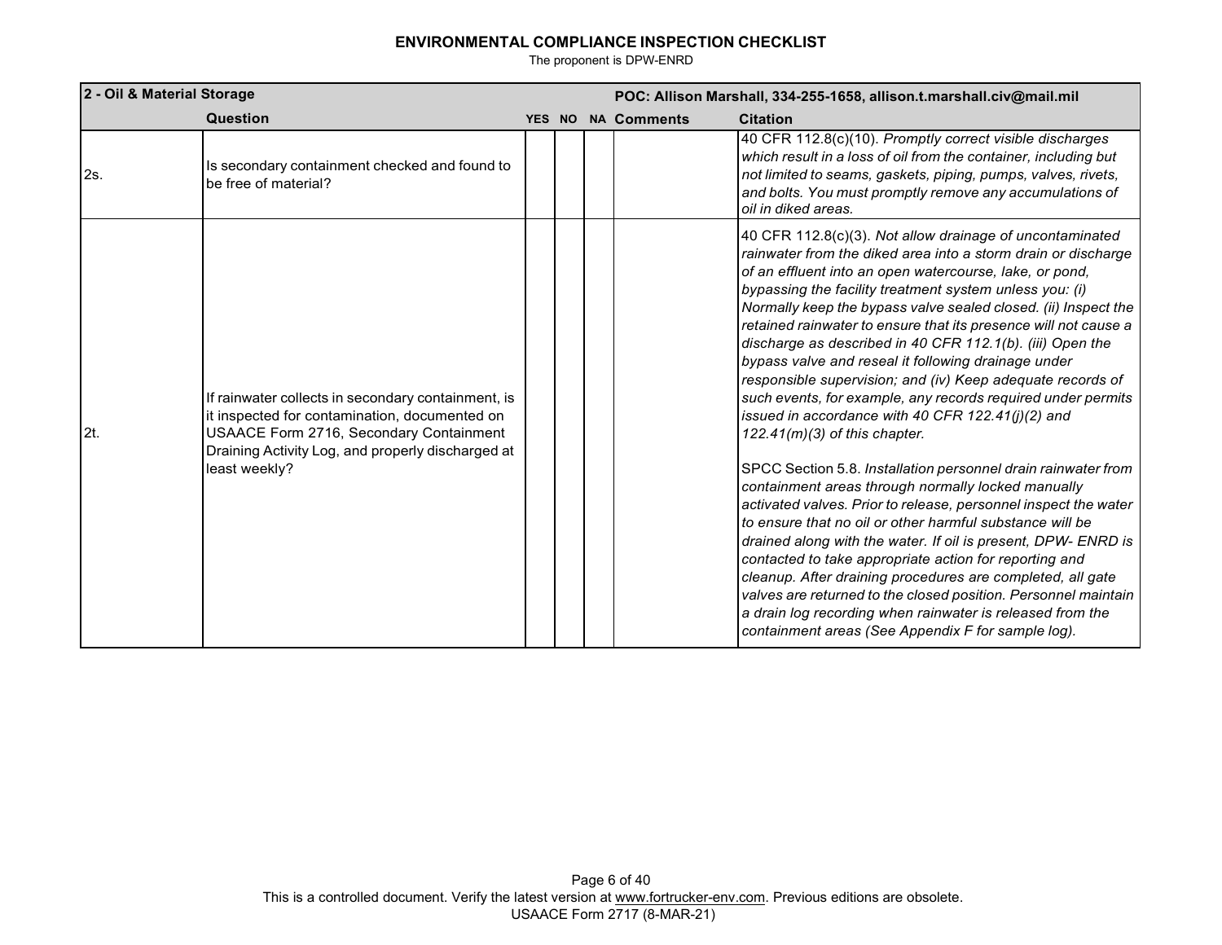# ENVIRONMENTAL COMPLIANCE INSPECTION CHECKLIST

The proponent is DPW-ENRD

| 2 - Oil & Material Storage | | | | | POC: Allison Marshall, 334-255-1658, allison.t.marshall.civ@mail.mil | |
|---|---|---|---|---|---|---|
| | **Question** | **YES** | **NO** | **NA** | **Comments** | **Citation** |
| 2s. | Is secondary containment checked and found to be free of material? | | | | | 40 CFR 112.8(c)(10). *Promptly correct visible discharges which result in a loss of oil from the container, including but not limited to seams, gaskets, piping, pumps, valves, rivets, and bolts. You must promptly remove any accumulations of oil in diked areas.* |
| 2t. | If rainwater collects in secondary containment, is it inspected for contamination, documented on USAACE Form 2716, Secondary Containment Draining Activity Log, and properly discharged at least weekly? | | | | | 40 CFR 112.8(c)(3). *Not allow drainage of uncontaminated rainwater from the diked area into a storm drain or discharge of an effluent into an open watercourse, lake, or pond, bypassing the facility treatment system unless you: (i) Normally keep the bypass valve sealed closed. (ii) Inspect the retained rainwater to ensure that its presence will not cause a discharge as described in 40 CFR 112.1(b). (iii) Open the bypass valve and reseal it following drainage under responsible supervision; and (iv) Keep adequate records of such events, for example, any records required under permits issued in accordance with 40 CFR 122.41(j)(2) and 122.41(m)(3) of this chapter.*<br><br>SPCC Section 5.8. *Installation personnel drain rainwater from containment areas through normally locked manually activated valves. Prior to release, personnel inspect the water to ensure that no oil or other harmful substance will be drained along with the water. If oil is present, DPW- ENRD is contacted to take appropriate action for reporting and cleanup. After draining procedures are completed, all gate valves are returned to the closed position. Personnel maintain a drain log recording when rainwater is released from the containment areas (See Appendix F for sample log).* |

This is a controlled document. Verify the latest version at www.fortrucker-env.com. Previous editions are obsolete.

USAACE Form 2717 (8-MAR-21)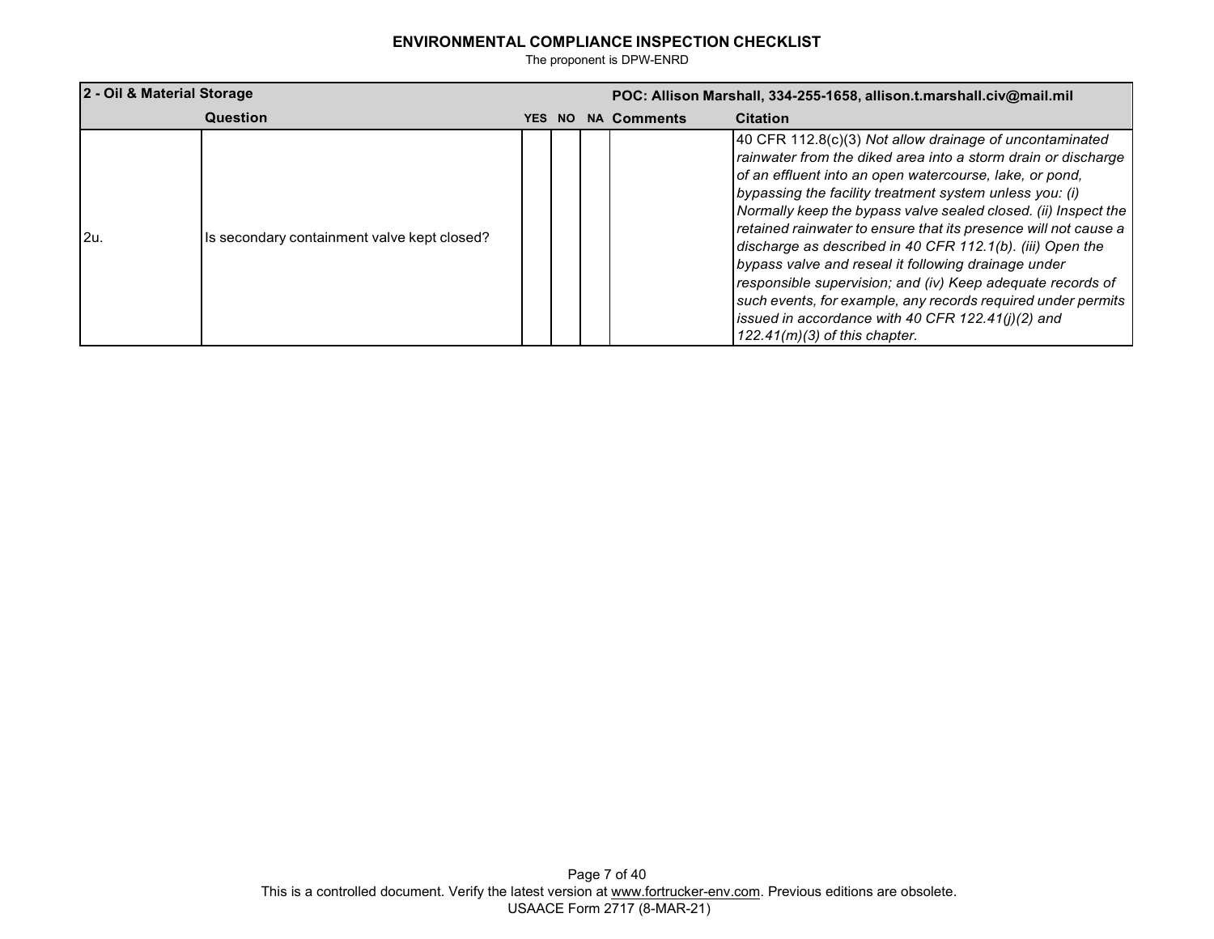**ENVIRONMENTAL COMPLIANCE INSPECTION CHECKLIST**

The proponent is DPW-ENRD

| 2 - Oil & Material Storage | | | | | POC: Allison Marshall, 334-255-1658, allison.t.marshall.civ@mail.mil | |
|---|---|---|---|---|---|---|
| | **Question** | **YES** | **NO** | **NA** | **Comments** | **Citation** |
| 2u. | Is secondary containment valve kept closed? | | | | | 40 CFR 112.8(c)(3) *Not allow drainage of uncontaminated rainwater from the diked area into a storm drain or discharge of an effluent into an open watercourse, lake, or pond, bypassing the facility treatment system unless you: (i) Normally keep the bypass valve sealed closed. (ii) Inspect the retained rainwater to ensure that its presence will not cause a discharge as described in 40 CFR 112.1(b). (iii) Open the bypass valve and reseal it following drainage under responsible supervision; and (iv) Keep adequate records of such events, for example, any records required under permits issued in accordance with 40 CFR 122.41(j)(2) and 122.41(m)(3) of this chapter.* |

This is a controlled document. Verify the latest version at www.fortrucker-env.com. Previous editions are obsolete.
USAACE Form 2717 (8-MAR-21)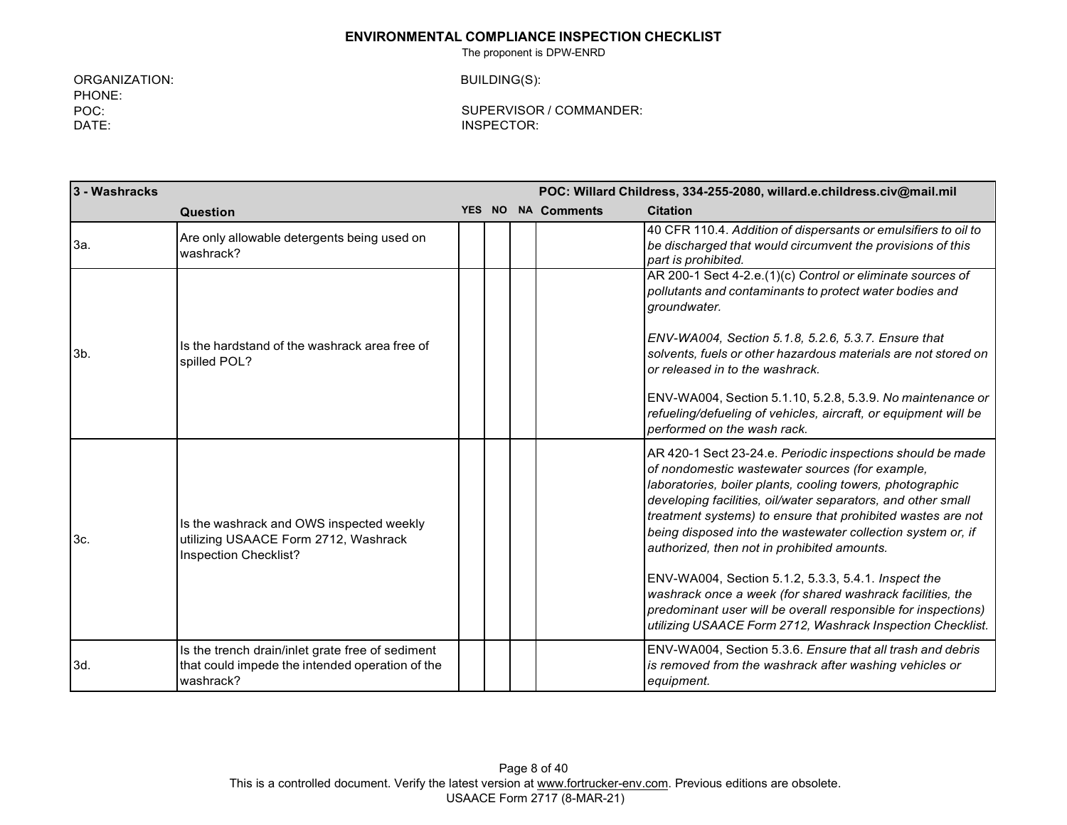## ENVIRONMENTAL COMPLIANCE INSPECTION CHECKLIST

The proponent is DPW-ENRD

ORGANIZATION:
PHONE:
POC:
DATE:

BUILDING(S):

SUPERVISOR / COMMANDER:
INSPECTOR:

| 3 - Washracks | | | | | | POC: Willard Childress, 334-255-2080, willard.e.childress.civ@mail.mil |
|---|---|---|---|---|---|---|
| | **Question** | **YES** | **NO** | **NA** | **Comments** | **Citation** |
| 3a. | Are only allowable detergents being used on washrack? | | | | | 40 CFR 110.4. *Addition of dispersants or emulsifiers to oil to be discharged that would circumvent the provisions of this part is prohibited.* |
| 3b. | Is the hardstand of the washrack area free of spilled POL? | | | | | AR 200-1 Sect 4-2.e.(1)(c) *Control or eliminate sources of pollutants and contaminants to protect water bodies and groundwater.*<br><br>*ENV-WA004, Section 5.1.8, 5.2.6, 5.3.7. Ensure that solvents, fuels or other hazardous materials are not stored on or released in to the washrack.*<br><br>ENV-WA004, Section 5.1.10, 5.2.8, 5.3.9. *No maintenance or refueling/defueling of vehicles, aircraft, or equipment will be performed on the wash rack.* |
| 3c. | Is the washrack and OWS inspected weekly utilizing USAACE Form 2712, Washrack Inspection Checklist? | | | | | AR 420-1 Sect 23-24.e. *Periodic inspections should be made of nondomestic wastewater sources (for example, laboratories, boiler plants, cooling towers, photographic developing facilities, oil/water separators, and other small treatment systems) to ensure that prohibited wastes are not being disposed into the wastewater collection system or, if authorized, then not in prohibited amounts.*<br><br>ENV-WA004, Section 5.1.2, 5.3.3, 5.4.1. *Inspect the washrack once a week (for shared washrack facilities, the predominant user will be overall responsible for inspections) utilizing USAACE Form 2712, Washrack Inspection Checklist.* |
| 3d. | Is the trench drain/inlet grate free of sediment that could impede the intended operation of the washrack? | | | | | ENV-WA004, Section 5.3.6. *Ensure that all trash and debris is removed from the washrack after washing vehicles or equipment.* |

This is a controlled document. Verify the latest version at www.fortrucker-env.com. Previous editions are obsolete.
USAACE Form 2717 (8-MAR-21)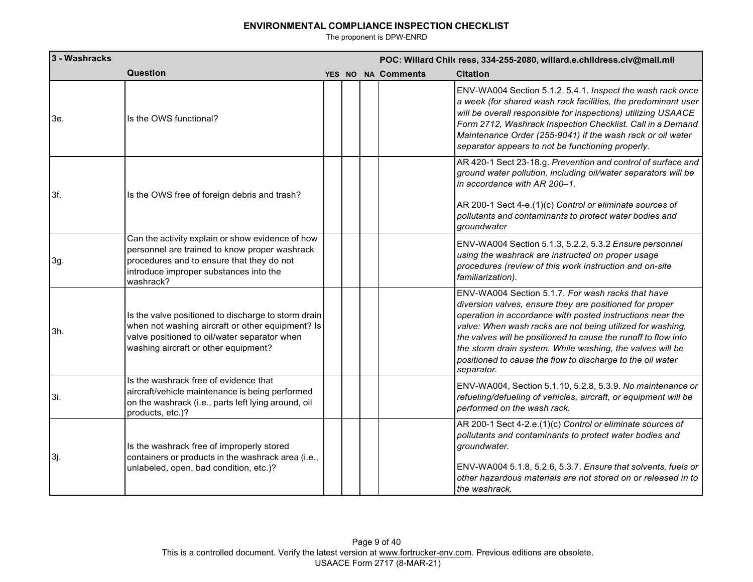# ENVIRONMENTAL COMPLIANCE INSPECTION CHECKLIST

The proponent is DPW-ENRD

| 3 - Washracks | | | | | POC: Willard Childress, 334-255-2080, willard.e.childress.civ@mail.mil | |
|---|---|---|---|---|---|---|
| | **Question** | **YES** | **NO** | **NA** | **Comments** | **Citation** |
| 3e. | Is the OWS functional? | | | | | ENV-WA004 Section 5.1.2, 5.4.1. *Inspect the wash rack once a week (for shared wash rack facilities, the predominant user will be overall responsible for inspections) utilizing USAACE Form 2712, Washrack Inspection Checklist. Call in a Demand Maintenance Order (255-9041) if the wash rack or oil water separator appears to not be functioning properly.* |
| 3f. | Is the OWS free of foreign debris and trash? | | | | | AR 420-1 Sect 23-18.g. *Prevention and control of surface and ground water pollution, including oil/water separators will be in accordance with AR 200–1.*<br><br>AR 200-1 Sect 4-e.(1)(c) *Control or eliminate sources of pollutants and contaminants to protect water bodies and groundwater* |
| 3g. | Can the activity explain or show evidence of how personnel are trained to know proper washrack procedures and to ensure that they do not introduce improper substances into the washrack? | | | | | ENV-WA004 Section 5.1.3, 5.2.2, 5.3.2 *Ensure personnel using the washrack are instructed on proper usage procedures (review of this work instruction and on-site familiarization).* |
| 3h. | Is the valve positioned to discharge to storm drain when not washing aircraft or other equipment? Is valve positioned to oil/water separator when washing aircraft or other equipment? | | | | | ENV-WA004 Section 5.1.7. *For wash racks that have diversion valves, ensure they are positioned for proper operation in accordance with posted instructions near the valve: When wash racks are not being utilized for washing, the valves will be positioned to cause the runoff to flow into the storm drain system. While washing, the valves will be positioned to cause the flow to discharge to the oil water separator.* |
| 3i. | Is the washrack free of evidence that aircraft/vehicle maintenance is being performed on the washrack (i.e., parts left lying around, oil products, etc.)? | | | | | ENV-WA004, Section 5.1.10, 5.2.8, 5.3.9. *No maintenance or refueling/defueling of vehicles, aircraft, or equipment will be performed on the wash rack.* |
| 3j. | Is the washrack free of improperly stored containers or products in the washrack area (i.e., unlabeled, open, bad condition, etc.)? | | | | | AR 200-1 Sect 4-2.e.(1)(c) *Control or eliminate sources of pollutants and contaminants to protect water bodies and groundwater.*<br><br>ENV-WA004 5.1.8, 5.2.6, 5.3.7. *Ensure that solvents, fuels or other hazardous materials are not stored on or released in to the washrack.* |

This is a controlled document. Verify the latest version at www.fortrucker-env.com. Previous editions are obsolete.
USAACE Form 2717 (8-MAR-21)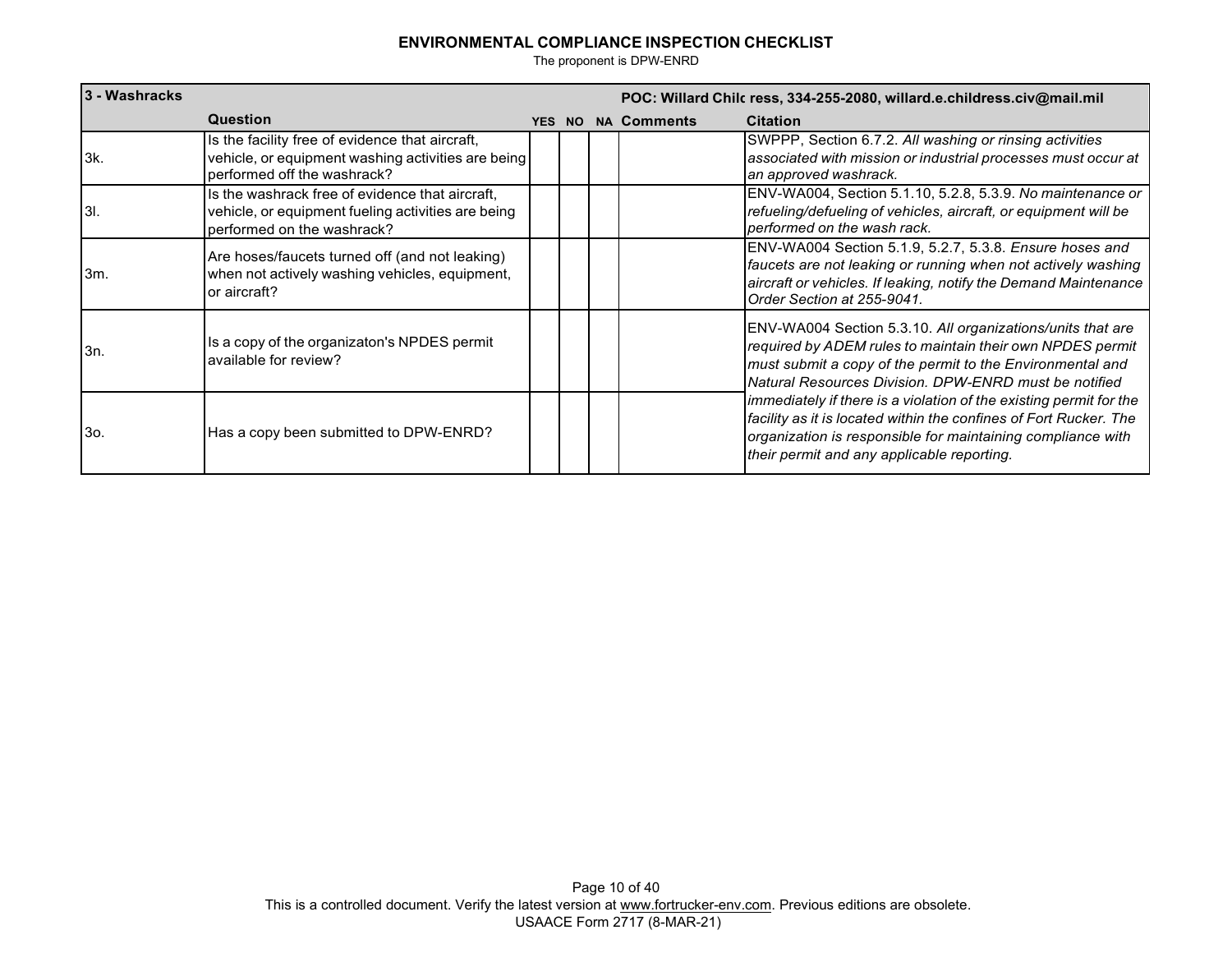# ENVIRONMENTAL COMPLIANCE INSPECTION CHECKLIST

The proponent is DPW-ENRD

| 3 - Washracks | | | | | POC: Willard Chilc | ress, 334-255-2080, willard.e.childress.civ@mail.mil |
|---|---|---|---|---|---|---|
| | **Question** | **YES** | **NO** | **NA** | **Comments** | **Citation** |
| 3k. | Is the facility free of evidence that aircraft, vehicle, or equipment washing activities are being performed off the washrack? | | | | | SWPPP, Section 6.7.2. *All washing or rinsing activities associated with mission or industrial processes must occur at an approved washrack.* |
| 3l. | Is the washrack free of evidence that aircraft, vehicle, or equipment fueling activities are being performed on the washrack? | | | | | ENV-WA004, Section 5.1.10, 5.2.8, 5.3.9. *No maintenance or refueling/defueling of vehicles, aircraft, or equipment will be performed on the wash rack.* |
| 3m. | Are hoses/faucets turned off (and not leaking) when not actively washing vehicles, equipment, or aircraft? | | | | | ENV-WA004 Section 5.1.9, 5.2.7, 5.3.8. *Ensure hoses and faucets are not leaking or running when not actively washing aircraft or vehicles. If leaking, notify the Demand Maintenance Order Section at 255-9041.* |
| 3n. | Is a copy of the organizaton's NPDES permit available for review? | | | | | ENV-WA004 Section 5.3.10. *All organizations/units that are required by ADEM rules to maintain their own NPDES permit must submit a copy of the permit to the Environmental and Natural Resources Division. DPW-ENRD must be notified immediately if there is a violation of the existing permit for the facility as it is located within the confines of Fort Rucker. The organization is responsible for maintaining compliance with their permit and any applicable reporting.* |
| 3o. | Has a copy been submitted to DPW-ENRD? | | | | | |

This is a controlled document. Verify the latest version at www.fortrucker-env.com. Previous editions are obsolete.
USAACE Form 2717 (8-MAR-21)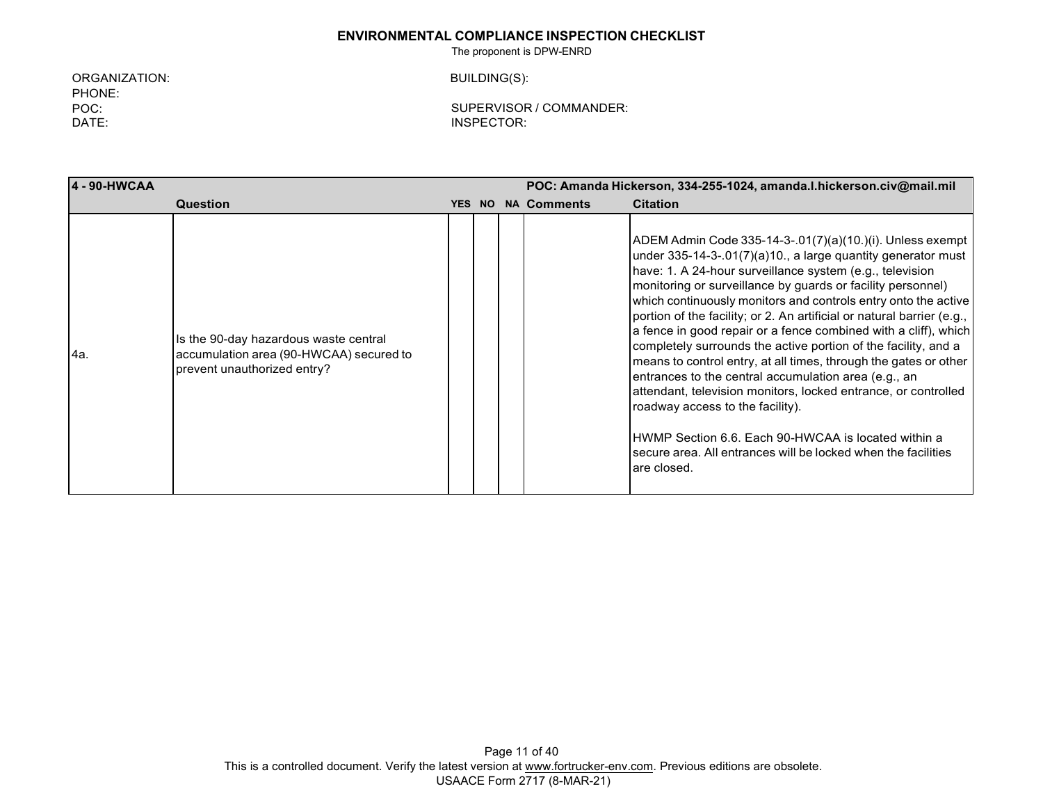**ENVIRONMENTAL COMPLIANCE INSPECTION CHECKLIST**

The proponent is DPW-ENRD

ORGANIZATION:
PHONE:
POC:
DATE:

BUILDING(S):

SUPERVISOR / COMMANDER:
INSPECTOR:

| 4 - 90-HWCAA | | | | | POC: Amanda Hickerson, 334-255-1024, amanda.l.hickerson.civ@mail.mil | |
|---|---|---|---|---|---|---|
| | **Question** | **YES** | **NO** | **NA** | **Comments** | **Citation** |
| 4a. | Is the 90-day hazardous waste central accumulation area (90-HWCAA) secured to prevent unauthorized entry? | | | | | ADEM Admin Code 335-14-3-.01(7)(a)(10.)(i). Unless exempt under 335-14-3-.01(7)(a)10., a large quantity generator must have: 1. A 24-hour surveillance system (e.g., television monitoring or surveillance by guards or facility personnel) which continuously monitors and controls entry onto the active portion of the facility; or 2. An artificial or natural barrier (e.g., a fence in good repair or a fence combined with a cliff), which completely surrounds the active portion of the facility, and a means to control entry, at all times, through the gates or other entrances to the central accumulation area (e.g., an attendant, television monitors, locked entrance, or controlled roadway access to the facility).<br><br>HWMP Section 6.6. Each 90-HWCAA is located within a secure area. All entrances will be locked when the facilities are closed. |

This is a controlled document. Verify the latest version at www.fortrucker-env.com. Previous editions are obsolete.
USAACE Form 2717 (8-MAR-21)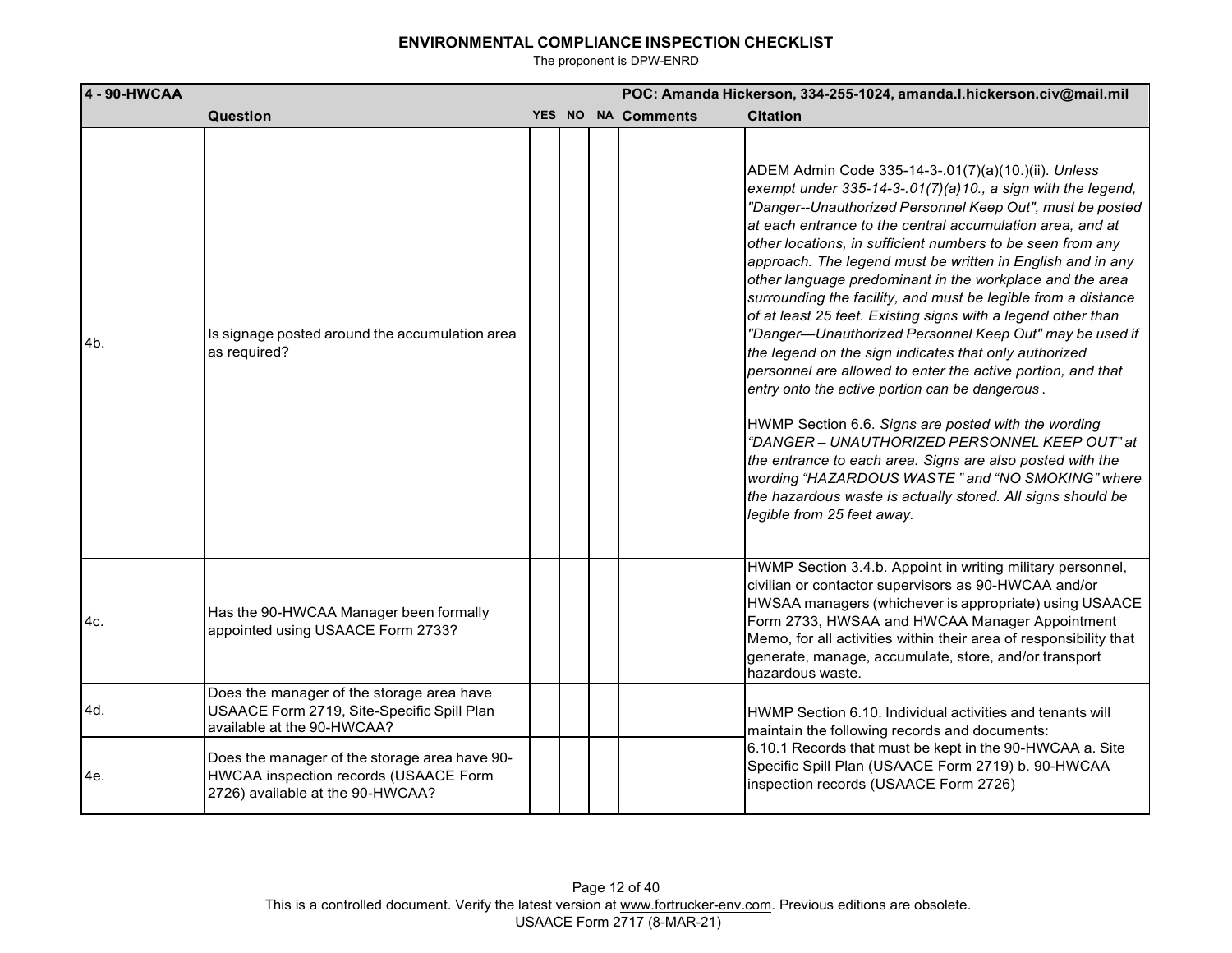## ENVIRONMENTAL COMPLIANCE INSPECTION CHECKLIST

The proponent is DPW-ENRD

| 4 - 90-HWCAA | | | | | POC: Amanda Hickerson, 334-255-1024, amanda.l.hickerson.civ@mail.mil | |
|---|---|---|---|---|---|---|
| | **Question** | **YES** | **NO** | **NA** | **Comments** | **Citation** |
| 4b. | Is signage posted around the accumulation area as required? | | | | | ADEM Admin Code 335-14-3-.01(7)(a)(10.)(ii). *Unless exempt under 335-14-3-.01(7)(a)10., a sign with the legend, "Danger--Unauthorized Personnel Keep Out", must be posted at each entrance to the central accumulation area, and at other locations, in sufficient numbers to be seen from any approach. The legend must be written in English and in any other language predominant in the workplace and the area surrounding the facility, and must be legible from a distance of at least 25 feet. Existing signs with a legend other than "Danger—Unauthorized Personnel Keep Out" may be used if the legend on the sign indicates that only authorized personnel are allowed to enter the active portion, and that entry onto the active portion can be dangerous.*<br><br>HWMP Section 6.6. *Signs are posted with the wording "DANGER – UNAUTHORIZED PERSONNEL KEEP OUT" at the entrance to each area. Signs are also posted with the wording "HAZARDOUS WASTE " and "NO SMOKING" where the hazardous waste is actually stored. All signs should be legible from 25 feet away.* |
| 4c. | Has the 90-HWCAA Manager been formally appointed using USAACE Form 2733? | | | | | HWMP Section 3.4.b. Appoint in writing military personnel, civilian or contactor supervisors as 90-HWCAA and/or HWSAA managers (whichever is appropriate) using USAACE Form 2733, HWSAA and HWCAA Manager Appointment Memo, for all activities within their area of responsibility that generate, manage, accumulate, store, and/or transport hazardous waste. |
| 4d. | Does the manager of the storage area have USAACE Form 2719, Site-Specific Spill Plan available at the 90-HWCAA? | | | | | HWMP Section 6.10. Individual activities and tenants will maintain the following records and documents:<br>6.10.1 Records that must be kept in the 90-HWCAA a. Site Specific Spill Plan (USAACE Form 2719) b. 90-HWCAA inspection records (USAACE Form 2726) |
| 4e. | Does the manager of the storage area have 90-HWCAA inspection records (USAACE Form 2726) available at the 90-HWCAA? | | | | | |

This is a controlled document. Verify the latest version at www.fortrucker-env.com. Previous editions are obsolete.
USAACE Form 2717 (8-MAR-21)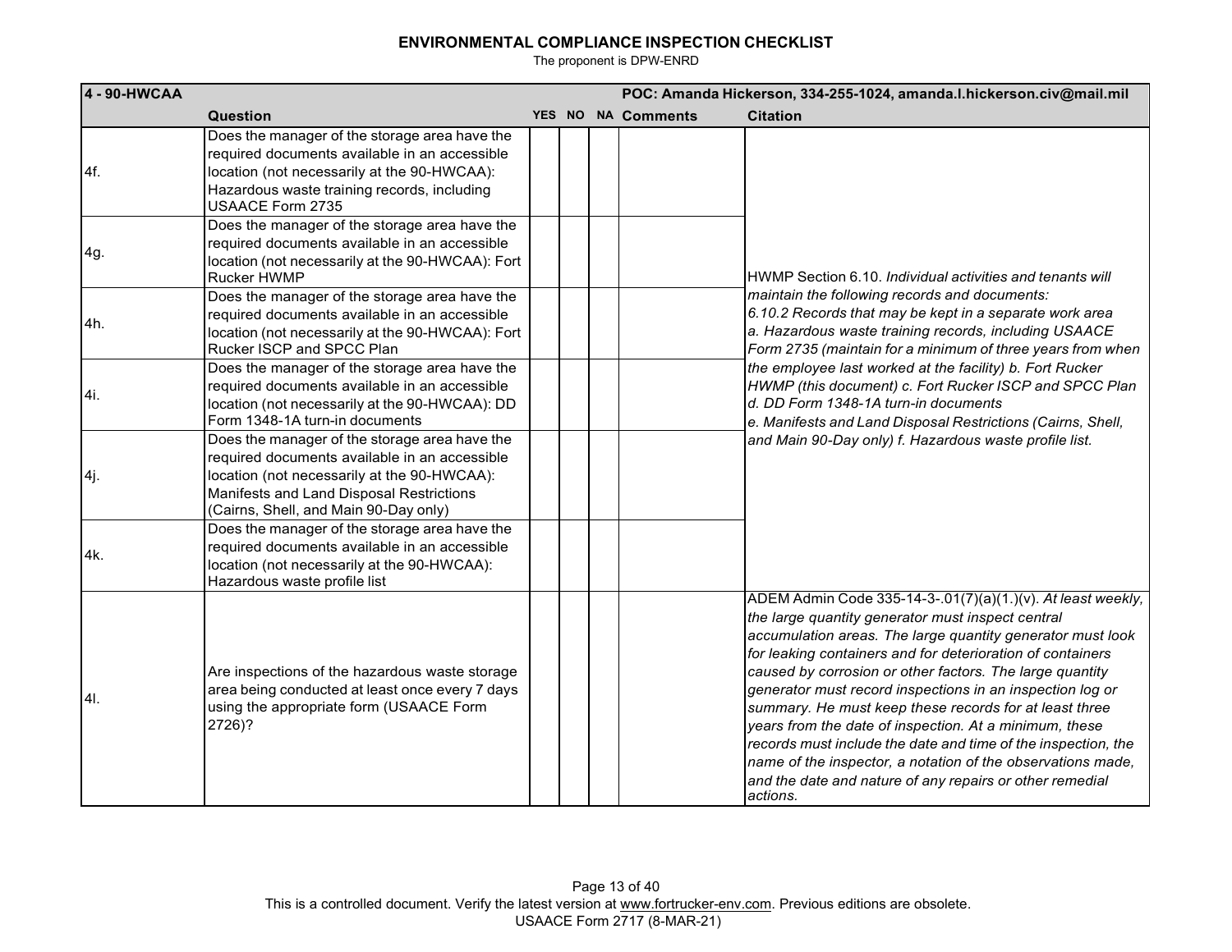## ENVIRONMENTAL COMPLIANCE INSPECTION CHECKLIST

The proponent is DPW-ENRD

| 4 - 90-HWCAA | | | | | | POC: Amanda Hickerson, 334-255-1024, amanda.l.hickerson.civ@mail.mil |
|---|---|---|---|---|---|---|
| | **Question** | **YES** | **NO** | **NA** | **Comments** | **Citation** |
| 4f. | Does the manager of the storage area have the required documents available in an accessible location (not necessarily at the 90-HWCAA): Hazardous waste training records, including USAACE Form 2735 | | | | | HWMP Section 6.10. *Individual activities and tenants will maintain the following records and documents: 6.10.2 Records that may be kept in a separate work area a. Hazardous waste training records, including USAACE Form 2735 (maintain for a minimum of three years from when the employee last worked at the facility) b. Fort Rucker HWMP (this document) c. Fort Rucker ISCP and SPCC Plan d. DD Form 1348-1A turn-in documents e. Manifests and Land Disposal Restrictions (Cairns, Shell, and Main 90-Day only) f. Hazardous waste profile list.* |
| 4g. | Does the manager of the storage area have the required documents available in an accessible location (not necessarily at the 90-HWCAA): Fort Rucker HWMP | | | | | |
| 4h. | Does the manager of the storage area have the required documents available in an accessible location (not necessarily at the 90-HWCAA): Fort Rucker ISCP and SPCC Plan | | | | | |
| 4i. | Does the manager of the storage area have the required documents available in an accessible location (not necessarily at the 90-HWCAA): DD Form 1348-1A turn-in documents | | | | | |
| 4j. | Does the manager of the storage area have the required documents available in an accessible location (not necessarily at the 90-HWCAA): Manifests and Land Disposal Restrictions (Cairns, Shell, and Main 90-Day only) | | | | | |
| 4k. | Does the manager of the storage area have the required documents available in an accessible location (not necessarily at the 90-HWCAA): Hazardous waste profile list | | | | | |
| 4l. | Are inspections of the hazardous waste storage area being conducted at least once every 7 days using the appropriate form (USAACE Form 2726)? | | | | | ADEM Admin Code 335-14-3-.01(7)(a)(1.)(v). *At least weekly, the large quantity generator must inspect central accumulation areas. The large quantity generator must look for leaking containers and for deterioration of containers caused by corrosion or other factors. The large quantity generator must record inspections in an inspection log or summary. He must keep these records for at least three years from the date of inspection. At a minimum, these records must include the date and time of the inspection, the name of the inspector, a notation of the observations made, and the date and nature of any repairs or other remedial actions.* |

This is a controlled document. Verify the latest version at www.fortrucker-env.com. Previous editions are obsolete.
USAACE Form 2717 (8-MAR-21)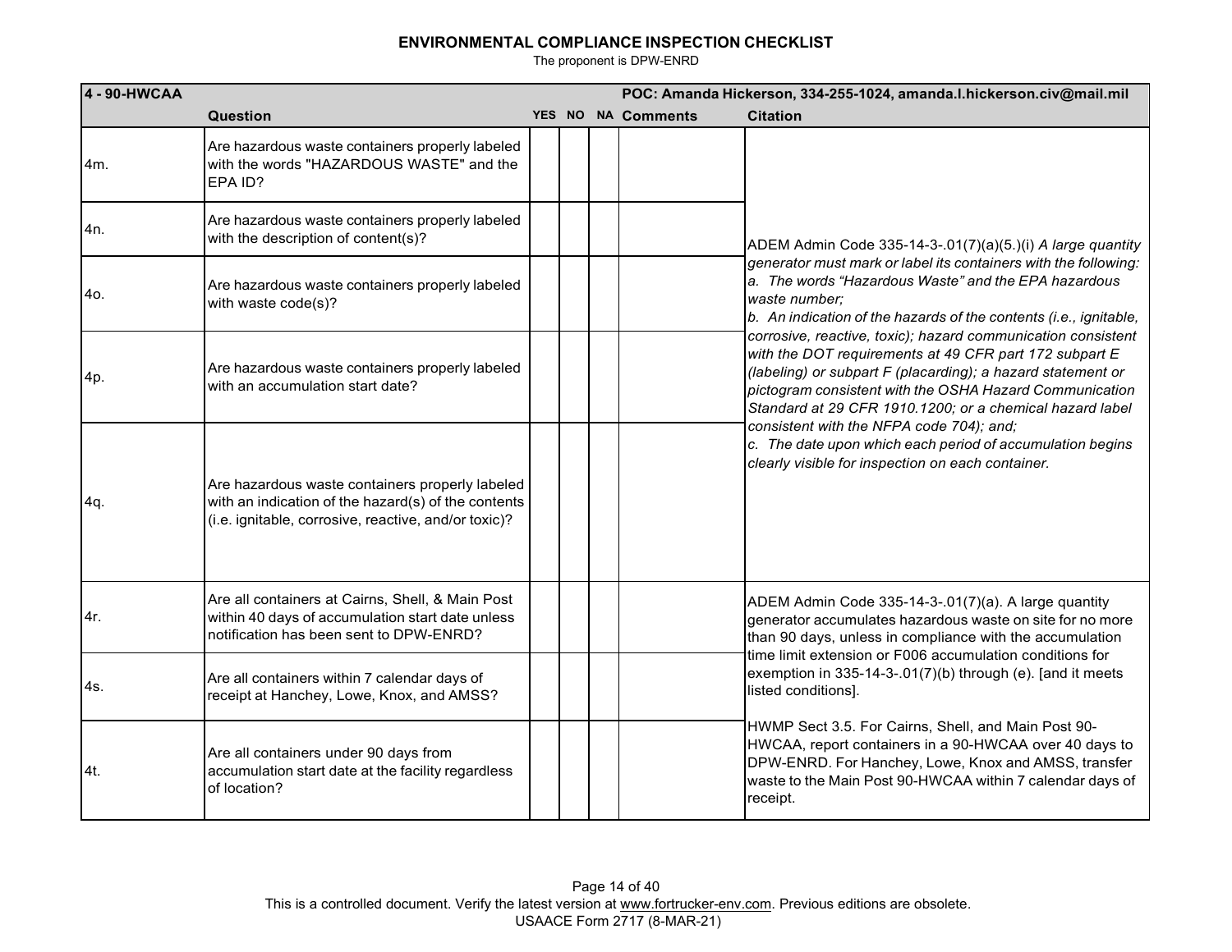# ENVIRONMENTAL COMPLIANCE INSPECTION CHECKLIST

The proponent is DPW-ENRD

| 4 - 90-HWCAA | | | | | | POC: Amanda Hickerson, 334-255-1024, amanda.l.hickerson.civ@mail.mil |
|---|---|---|---|---|---|---|
| | **Question** | **YES** | **NO** | **NA** | **Comments** | **Citation** |
| 4m. | Are hazardous waste containers properly labeled with the words "HAZARDOUS WASTE" and the EPA ID? | | | | | ADEM Admin Code 335-14-3-.01(7)(a)(5.)(i) *A large quantity generator must mark or label its containers with the following: a. The words "Hazardous Waste" and the EPA hazardous waste number; b. An indication of the hazards of the contents (i.e., ignitable, corrosive, reactive, toxic); hazard communication consistent with the DOT requirements at 49 CFR part 172 subpart E (labeling) or subpart F (placarding); a hazard statement or pictogram consistent with the OSHA Hazard Communication Standard at 29 CFR 1910.1200; or a chemical hazard label consistent with the NFPA code 704); and; c. The date upon which each period of accumulation begins clearly visible for inspection on each container.* |
| 4n. | Are hazardous waste containers properly labeled with the description of content(s)? | | | | | |
| 4o. | Are hazardous waste containers properly labeled with waste code(s)? | | | | | |
| 4p. | Are hazardous waste containers properly labeled with an accumulation start date? | | | | | |
| 4q. | Are hazardous waste containers properly labeled with an indication of the hazard(s) of the contents (i.e. ignitable, corrosive, reactive, and/or toxic)? | | | | | |
| 4r. | Are all containers at Cairns, Shell, & Main Post within 40 days of accumulation start date unless notification has been sent to DPW-ENRD? | | | | | ADEM Admin Code 335-14-3-.01(7)(a). A large quantity generator accumulates hazardous waste on site for no more than 90 days, unless in compliance with the accumulation time limit extension or F006 accumulation conditions for exemption in 335-14-3-.01(7)(b) through (e). [and it meets listed conditions]. HWMP Sect 3.5. For Cairns, Shell, and Main Post 90-HWCAA, report containers in a 90-HWCAA over 40 days to DPW-ENRD. For Hanchey, Lowe, Knox and AMSS, transfer waste to the Main Post 90-HWCAA within 7 calendar days of receipt. |
| 4s. | Are all containers within 7 calendar days of receipt at Hanchey, Lowe, Knox, and AMSS? | | | | | |
| 4t. | Are all containers under 90 days from accumulation start date at the facility regardless of location? | | | | | |

This is a controlled document. Verify the latest version at www.fortrucker-env.com. Previous editions are obsolete.

USAACE Form 2717 (8-MAR-21)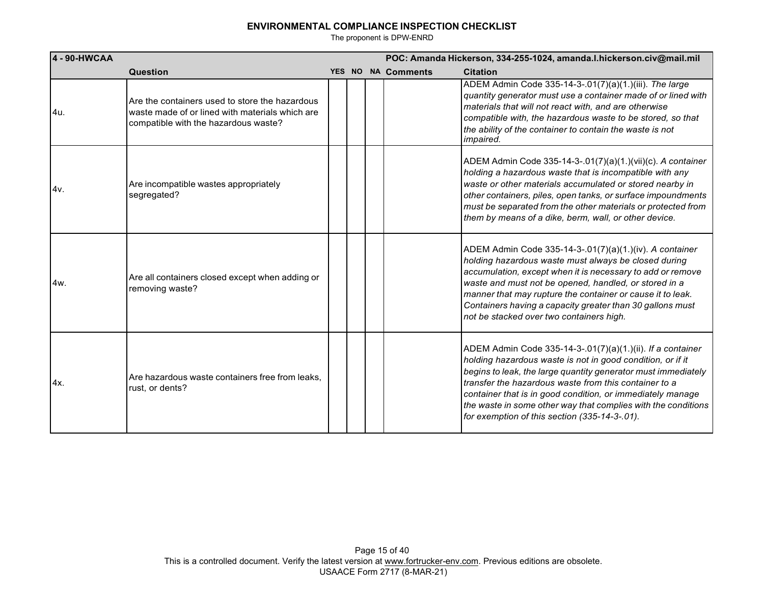# ENVIRONMENTAL COMPLIANCE INSPECTION CHECKLIST

The proponent is DPW-ENRD

| 4 - 90-HWCAA | | | | | POC: Amanda Hickerson, 334-255-1024, amanda.l.hickerson.civ@mail.mil | |
|---|---|---|---|---|---|---|
| | **Question** | **YES** | **NO** | **NA** | **Comments** | **Citation** |
| 4u. | Are the containers used to store the hazardous waste made of or lined with materials which are compatible with the hazardous waste? | | | | | ADEM Admin Code 335-14-3-.01(7)(a)(1.)(iii). *The large quantity generator must use a container made of or lined with materials that will not react with, and are otherwise compatible with, the hazardous waste to be stored, so that the ability of the container to contain the waste is not impaired.* |
| 4v. | Are incompatible wastes appropriately segregated? | | | | | ADEM Admin Code 335-14-3-.01(7)(a)(1.)(vii)(c). *A container holding a hazardous waste that is incompatible with any waste or other materials accumulated or stored nearby in other containers, piles, open tanks, or surface impoundments must be separated from the other materials or protected from them by means of a dike, berm, wall, or other device.* |
| 4w. | Are all containers closed except when adding or removing waste? | | | | | ADEM Admin Code 335-14-3-.01(7)(a)(1.)(iv). *A container holding hazardous waste must always be closed during accumulation, except when it is necessary to add or remove waste and must not be opened, handled, or stored in a manner that may rupture the container or cause it to leak. Containers having a capacity greater than 30 gallons must not be stacked over two containers high.* |
| 4x. | Are hazardous waste containers free from leaks, rust, or dents? | | | | | ADEM Admin Code 335-14-3-.01(7)(a)(1.)(ii). *If a container holding hazardous waste is not in good condition, or if it begins to leak, the large quantity generator must immediately transfer the hazardous waste from this container to a container that is in good condition, or immediately manage the waste in some other way that complies with the conditions for exemption of this section (335-14-3-.01).* |

This is a controlled document. Verify the latest version at www.fortrucker-env.com. Previous editions are obsolete.
USAACE Form 2717 (8-MAR-21)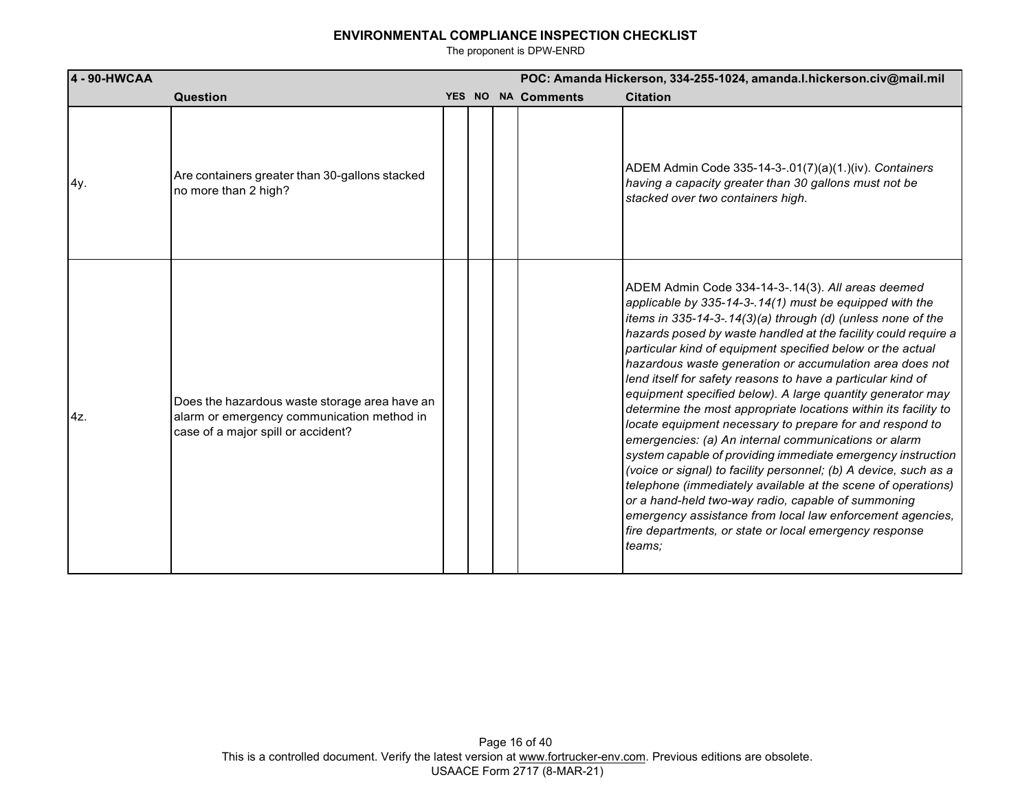# ENVIRONMENTAL COMPLIANCE INSPECTION CHECKLIST

The proponent is DPW-ENRD

| 4 - 90-HWCAA | | | | | POC: Amanda Hickerson, 334-255-1024, amanda.l.hickerson.civ@mail.mil | |
|---|---|---|---|---|---|---|
| | **Question** | **YES** | **NO** | **NA** | **Comments** | **Citation** |
| 4y. | Are containers greater than 30-gallons stacked no more than 2 high? | | | | | ADEM Admin Code 335-14-3-.01(7)(a)(1.)(iv). *Containers having a capacity greater than 30 gallons must not be stacked over two containers high.* |
| 4z. | Does the hazardous waste storage area have an alarm or emergency communication method in case of a major spill or accident? | | | | | ADEM Admin Code 334-14-3-.14(3). *All areas deemed applicable by 335-14-3-.14(1) must be equipped with the items in 335-14-3-.14(3)(a) through (d) (unless none of the hazards posed by waste handled at the facility could require a particular kind of equipment specified below or the actual hazardous waste generation or accumulation area does not lend itself for safety reasons to have a particular kind of equipment specified below). A large quantity generator may determine the most appropriate locations within its facility to locate equipment necessary to prepare for and respond to emergencies: (a) An internal communications or alarm system capable of providing immediate emergency instruction (voice or signal) to facility personnel; (b) A device, such as a telephone (immediately available at the scene of operations) or a hand-held two-way radio, capable of summoning emergency assistance from local law enforcement agencies, fire departments, or state or local emergency response teams;* |

This is a controlled document. Verify the latest version at www.fortrucker-env.com. Previous editions are obsolete.
USAACE Form 2717 (8-MAR-21)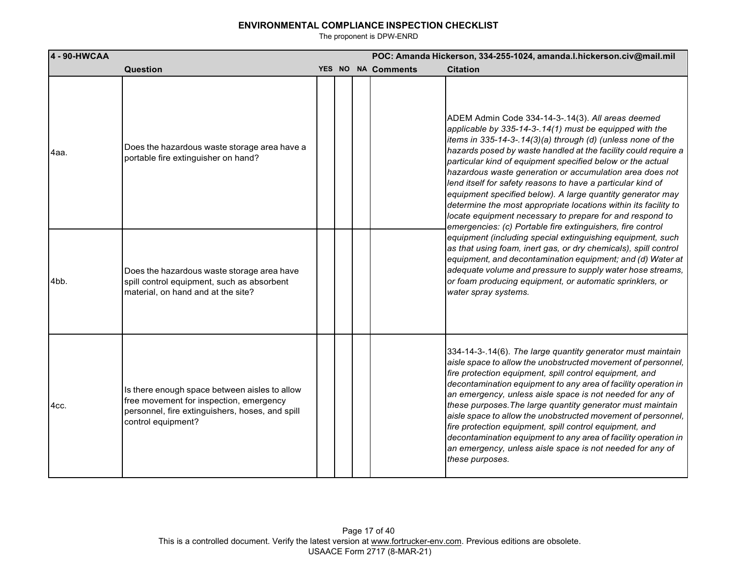# ENVIRONMENTAL COMPLIANCE INSPECTION CHECKLIST

The proponent is DPW-ENRD

| 4 - 90-HWCAA | | | | | POC: Amanda Hickerson, 334-255-1024, amanda.l.hickerson.civ@mail.mil | |
|---|---|---|---|---|---|---|
| | **Question** | **YES** | **NO** | **NA** | **Comments** | **Citation** |
| 4aa. | Does the hazardous waste storage area have a portable fire extinguisher on hand? | | | | | ADEM Admin Code 334-14-3-.14(3). *All areas deemed applicable by 335-14-3-.14(1) must be equipped with the items in 335-14-3-.14(3)(a) through (d) (unless none of the hazards posed by waste handled at the facility could require a particular kind of equipment specified below or the actual hazardous waste generation or accumulation area does not lend itself for safety reasons to have a particular kind of equipment specified below). A large quantity generator may determine the most appropriate locations within its facility to locate equipment necessary to prepare for and respond to emergencies: (c) Portable fire extinguishers, fire control equipment (including special extinguishing equipment, such as that using foam, inert gas, or dry chemicals), spill control equipment, and decontamination equipment; and (d) Water at adequate volume and pressure to supply water hose streams, or foam producing equipment, or automatic sprinklers, or water spray systems.* |
| 4bb. | Does the hazardous waste storage area have spill control equipment, such as absorbent material, on hand and at the site? | | | | | |
| 4cc. | Is there enough space between aisles to allow free movement for inspection, emergency personnel, fire extinguishers, hoses, and spill control equipment? | | | | | 334-14-3-.14(6). *The large quantity generator must maintain aisle space to allow the unobstructed movement of personnel, fire protection equipment, spill control equipment, and decontamination equipment to any area of facility operation in an emergency, unless aisle space is not needed for any of these purposes.The large quantity generator must maintain aisle space to allow the unobstructed movement of personnel, fire protection equipment, spill control equipment, and decontamination equipment to any area of facility operation in an emergency, unless aisle space is not needed for any of these purposes.* |

This is a controlled document. Verify the latest version at www.fortrucker-env.com. Previous editions are obsolete.
USAACE Form 2717 (8-MAR-21)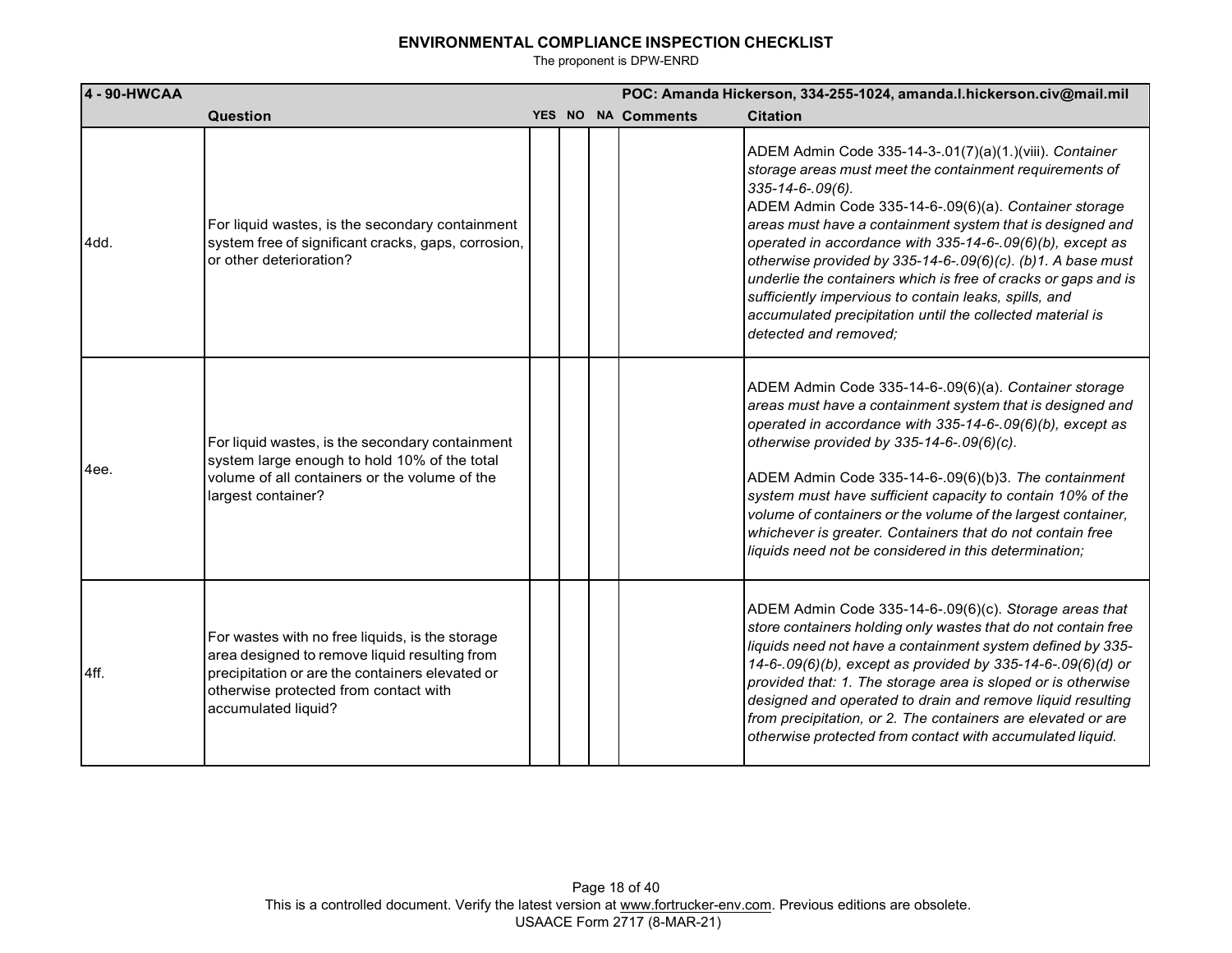## ENVIRONMENTAL COMPLIANCE INSPECTION CHECKLIST

The proponent is DPW-ENRD

| 4 - 90-HWCAA | | | | | POC: Amanda Hickerson, 334-255-1024, amanda.l.hickerson.civ@mail.mil | |
|---|---|---|---|---|---|---|
| | **Question** | **YES** | **NO** | **NA** | **Comments** | **Citation** |
| 4dd. | For liquid wastes, is the secondary containment system free of significant cracks, gaps, corrosion, or other deterioration? | | | | | ADEM Admin Code 335-14-3-.01(7)(a)(1.)(viii). *Container storage areas must meet the containment requirements of 335-14-6-.09(6).* ADEM Admin Code 335-14-6-.09(6)(a). *Container storage areas must have a containment system that is designed and operated in accordance with 335-14-6-.09(6)(b), except as otherwise provided by 335-14-6-.09(6)(c). (b)1. A base must underlie the containers which is free of cracks or gaps and is sufficiently impervious to contain leaks, spills, and accumulated precipitation until the collected material is detected and removed;* |
| 4ee. | For liquid wastes, is the secondary containment system large enough to hold 10% of the total volume of all containers or the volume of the largest container? | | | | | ADEM Admin Code 335-14-6-.09(6)(a). *Container storage areas must have a containment system that is designed and operated in accordance with 335-14-6-.09(6)(b), except as otherwise provided by 335-14-6-.09(6)(c).* ADEM Admin Code 335-14-6-.09(6)(b)3. *The containment system must have sufficient capacity to contain 10% of the volume of containers or the volume of the largest container, whichever is greater. Containers that do not contain free liquids need not be considered in this determination;* |
| 4ff. | For wastes with no free liquids, is the storage area designed to remove liquid resulting from precipitation or are the containers elevated or otherwise protected from contact with accumulated liquid? | | | | | ADEM Admin Code 335-14-6-.09(6)(c). *Storage areas that store containers holding only wastes that do not contain free liquids need not have a containment system defined by 335-14-6-.09(6)(b), except as provided by 335-14-6-.09(6)(d) or provided that: 1. The storage area is sloped or is otherwise designed and operated to drain and remove liquid resulting from precipitation, or 2. The containers are elevated or are otherwise protected from contact with accumulated liquid.* |

This is a controlled document. Verify the latest version at www.fortrucker-env.com. Previous editions are obsolete.
USAACE Form 2717 (8-MAR-21)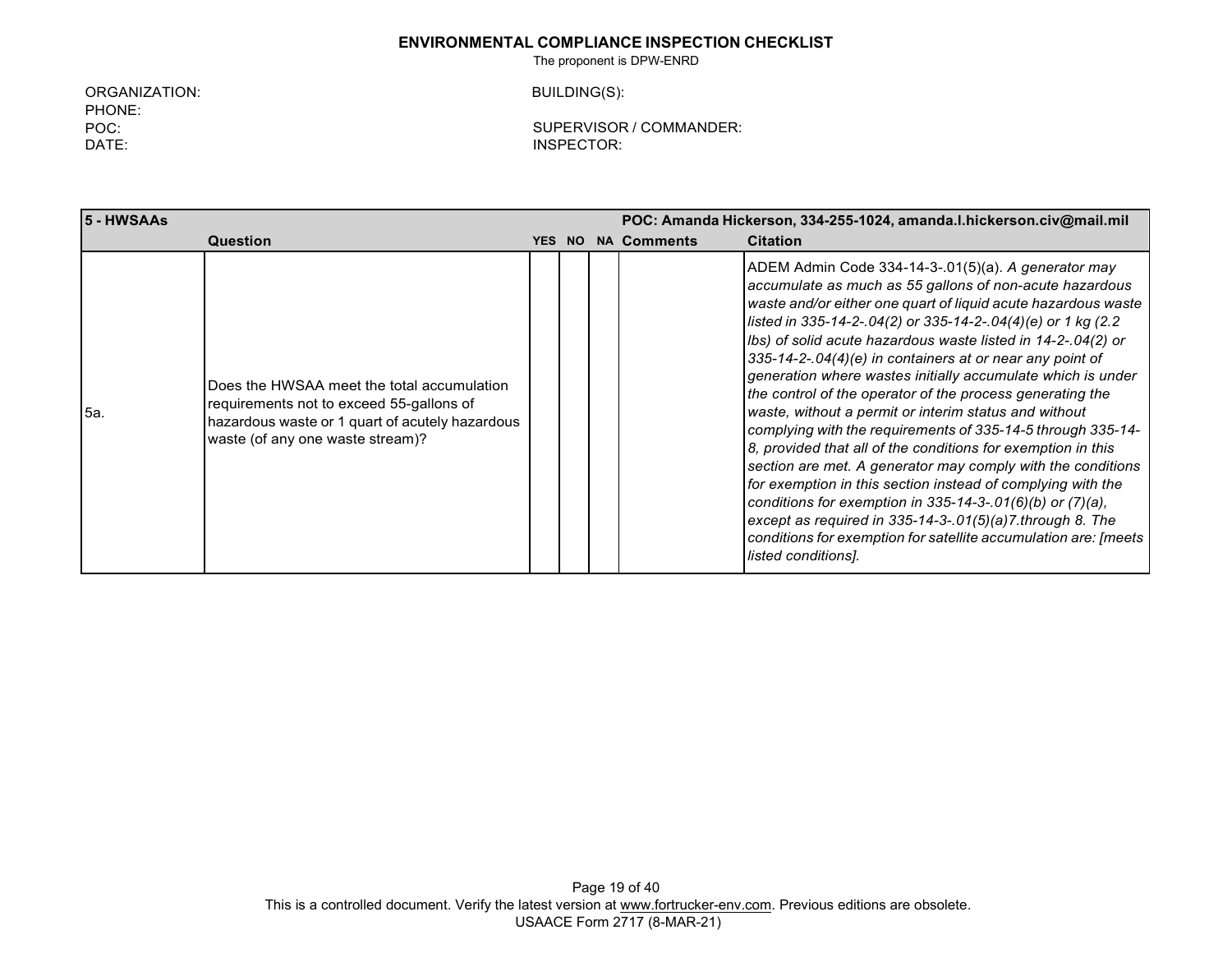**ENVIRONMENTAL COMPLIANCE INSPECTION CHECKLIST**

The proponent is DPW-ENRD

ORGANIZATION:
PHONE:
POC:
DATE:

BUILDING(S):

SUPERVISOR / COMMANDER:
INSPECTOR:

| 5 - HWSAAs | | | | | | POC: Amanda Hickerson, 334-255-1024, amanda.l.hickerson.civ@mail.mil |
|---|---|---|---|---|---|---|
| | **Question** | **YES** | **NO** | **NA** | **Comments** | **Citation** |
| 5a. | Does the HWSAA meet the total accumulation requirements not to exceed 55-gallons of hazardous waste or 1 quart of acutely hazardous waste (of any one waste stream)? | | | | | ADEM Admin Code 334-14-3-.01(5)(a). *A generator may accumulate as much as 55 gallons of non-acute hazardous waste and/or either one quart of liquid acute hazardous waste listed in 335-14-2-.04(2) or 335-14-2-.04(4)(e) or 1 kg (2.2 lbs) of solid acute hazardous waste listed in 14-2-.04(2) or 335-14-2-.04(4)(e) in containers at or near any point of generation where wastes initially accumulate which is under the control of the operator of the process generating the waste, without a permit or interim status and without complying with the requirements of 335-14-5 through 335-14-8, provided that all of the conditions for exemption in this section are met. A generator may comply with the conditions for exemption in this section instead of complying with the conditions for exemption in 335-14-3-.01(6)(b) or (7)(a), except as required in 335-14-3-.01(5)(a)7.through 8. The conditions for exemption for satellite accumulation are: [meets listed conditions].* |

This is a controlled document. Verify the latest version at www.fortrucker-env.com. Previous editions are obsolete.
USAACE Form 2717 (8-MAR-21)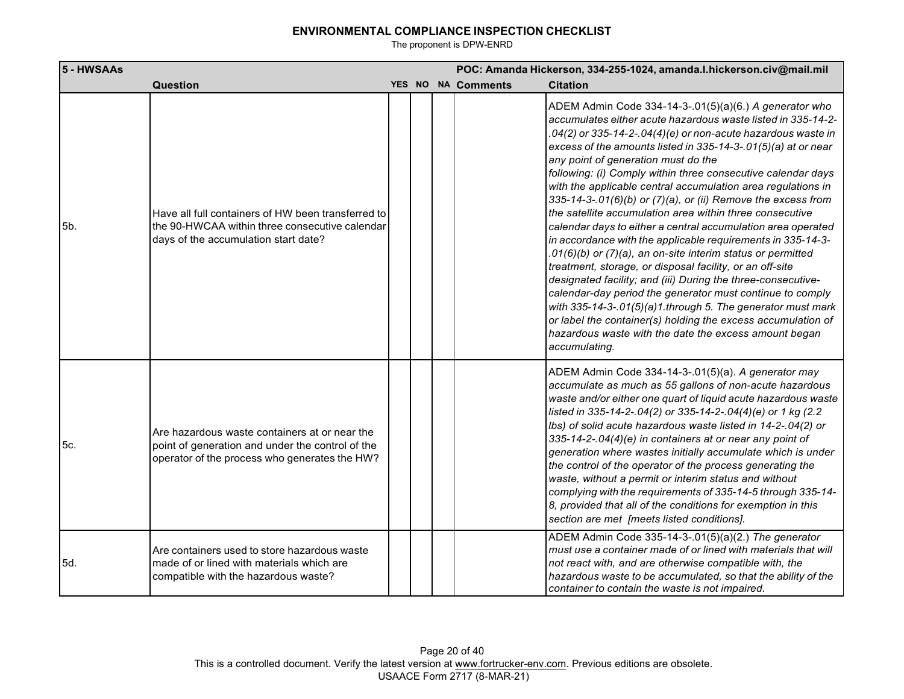# ENVIRONMENTAL COMPLIANCE INSPECTION CHECKLIST

The proponent is DPW-ENRD

| 5 - HWSAAs | | | | | | POC: Amanda Hickerson, 334-255-1024, amanda.l.hickerson.civ@mail.mil |
|---|---|---|---|---|---|---|
| | **Question** | **YES** | **NO** | **NA** | **Comments** | **Citation** |
| 5b. | Have all full containers of HW been transferred to the 90-HWCAA within three consecutive calendar days of the accumulation start date? | | | | | ADEM Admin Code 334-14-3-.01(5)(a)(6.) *A generator who accumulates either acute hazardous waste listed in 335-14-2-.04(2) or 335-14-2-.04(4)(e) or non-acute hazardous waste in excess of the amounts listed in 335-14-3-.01(5)(a) at or near any point of generation must do the following: (i) Comply within three consecutive calendar days with the applicable central accumulation area regulations in 335-14-3-.01(6)(b) or (7)(a), or (ii) Remove the excess from the satellite accumulation area within three consecutive calendar days to either a central accumulation area operated in accordance with the applicable requirements in 335-14-3-.01(6)(b) or (7)(a), an on-site interim status or permitted treatment, storage, or disposal facility, or an off-site designated facility; and (iii) During the three-consecutive-calendar-day period the generator must continue to comply with 335-14-3-.01(5)(a)1.through 5. The generator must mark or label the container(s) holding the excess accumulation of hazardous waste with the date the excess amount began accumulating.* |
| 5c. | Are hazardous waste containers at or near the point of generation and under the control of the operator of the process who generates the HW? | | | | | ADEM Admin Code 334-14-3-.01(5)(a). *A generator may accumulate as much as 55 gallons of non-acute hazardous waste and/or either one quart of liquid acute hazardous waste listed in 335-14-2-.04(2) or 335-14-2-.04(4)(e) or 1 kg (2.2 lbs) of solid acute hazardous waste listed in 14-2-.04(2) or 335-14-2-.04(4)(e) in containers at or near any point of generation where wastes initially accumulate which is under the control of the operator of the process generating the waste, without a permit or interim status and without complying with the requirements of 335-14-5 through 335-14-8, provided that all of the conditions for exemption in this section are met [meets listed conditions].* |
| 5d. | Are containers used to store hazardous waste made of or lined with materials which are compatible with the hazardous waste? | | | | | ADEM Admin Code 335-14-3-.01(5)(a)(2.) *The generator must use a container made of or lined with materials that will not react with, and are otherwise compatible with, the hazardous waste to be accumulated, so that the ability of the container to contain the waste is not impaired.* |

This is a controlled document. Verify the latest version at www.fortrucker-env.com. Previous editions are obsolete.

USAACE Form 2717 (8-MAR-21)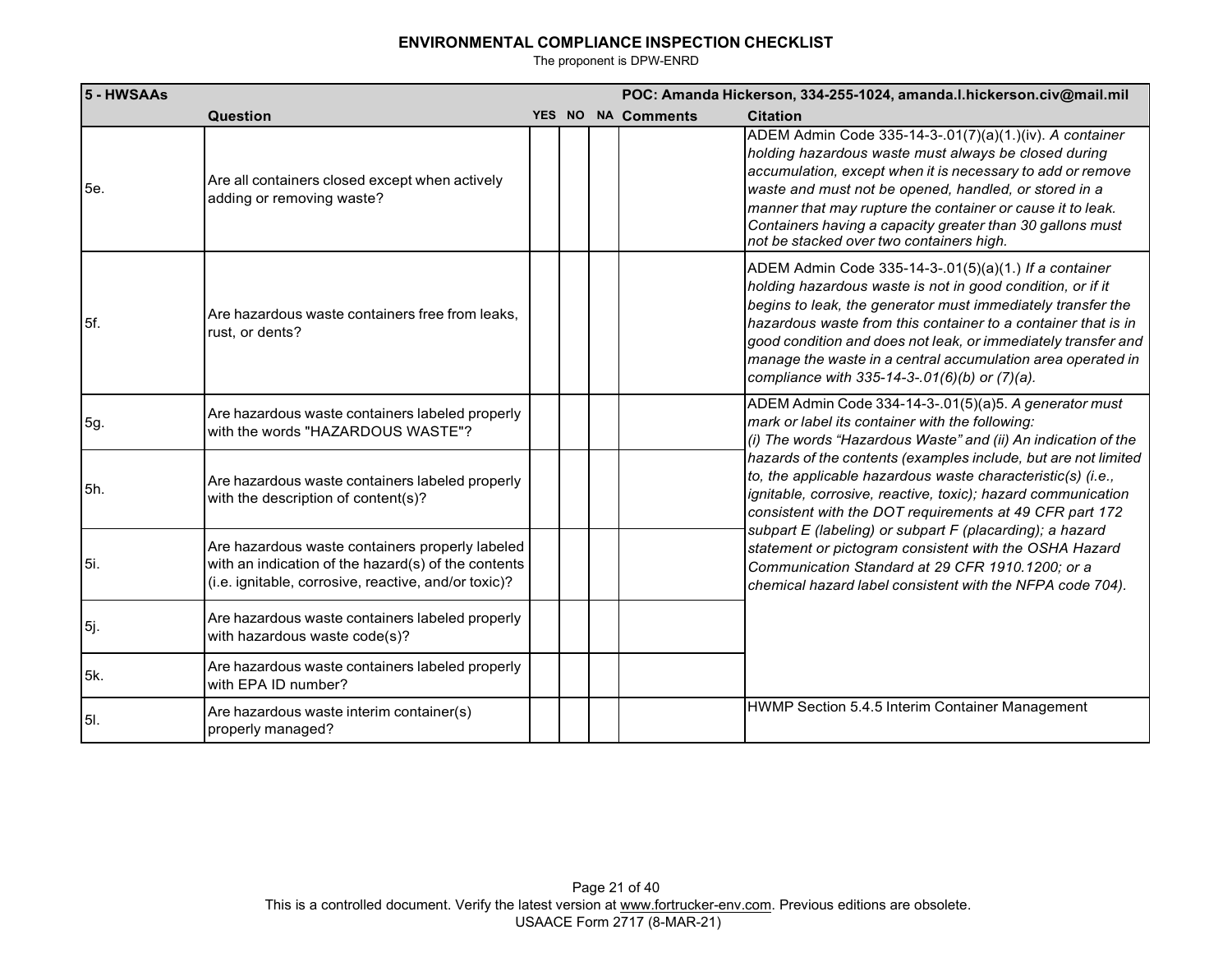# ENVIRONMENTAL COMPLIANCE INSPECTION CHECKLIST

The proponent is DPW-ENRD

| 5 - HWSAAs | | | | | POC: Amanda Hickerson, 334-255-1024, amanda.l.hickerson.civ@mail.mil | |
|---|---|---|---|---|---|---|
| | **Question** | **YES** | **NO** | **NA** | **Comments** | **Citation** |
| 5e. | Are all containers closed except when actively adding or removing waste? | | | | | ADEM Admin Code 335-14-3-.01(7)(a)(1.)(iv). *A container holding hazardous waste must always be closed during accumulation, except when it is necessary to add or remove waste and must not be opened, handled, or stored in a manner that may rupture the container or cause it to leak. Containers having a capacity greater than 30 gallons must not be stacked over two containers high.* |
| 5f. | Are hazardous waste containers free from leaks, rust, or dents? | | | | | ADEM Admin Code 335-14-3-.01(5)(a)(1.) *If a container holding hazardous waste is not in good condition, or if it begins to leak, the generator must immediately transfer the hazardous waste from this container to a container that is in good condition and does not leak, or immediately transfer and manage the waste in a central accumulation area operated in compliance with 335-14-3-.01(6)(b) or (7)(a).* |
| 5g. | Are hazardous waste containers labeled properly with the words "HAZARDOUS WASTE"? | | | | | ADEM Admin Code 334-14-3-.01(5)(a)5. *A generator must mark or label its container with the following: (i) The words "Hazardous Waste" and (ii) An indication of the hazards of the contents (examples include, but are not limited to, the applicable hazardous waste characteristic(s) (i.e., ignitable, corrosive, reactive, toxic); hazard communication consistent with the DOT requirements at 49 CFR part 172 subpart E (labeling) or subpart F (placarding); a hazard statement or pictogram consistent with the OSHA Hazard Communication Standard at 29 CFR 1910.1200; or a chemical hazard label consistent with the NFPA code 704).* |
| 5h. | Are hazardous waste containers labeled properly with the description of content(s)? | | | | | |
| 5i. | Are hazardous waste containers properly labeled with an indication of the hazard(s) of the contents (i.e. ignitable, corrosive, reactive, and/or toxic)? | | | | | |
| 5j. | Are hazardous waste containers labeled properly with hazardous waste code(s)? | | | | | |
| 5k. | Are hazardous waste containers labeled properly with EPA ID number? | | | | | |
| 5l. | Are hazardous waste interim container(s) properly managed? | | | | | HWMP Section 5.4.5 Interim Container Management |

This is a controlled document. Verify the latest version at www.fortrucker-env.com. Previous editions are obsolete.
USAACE Form 2717 (8-MAR-21)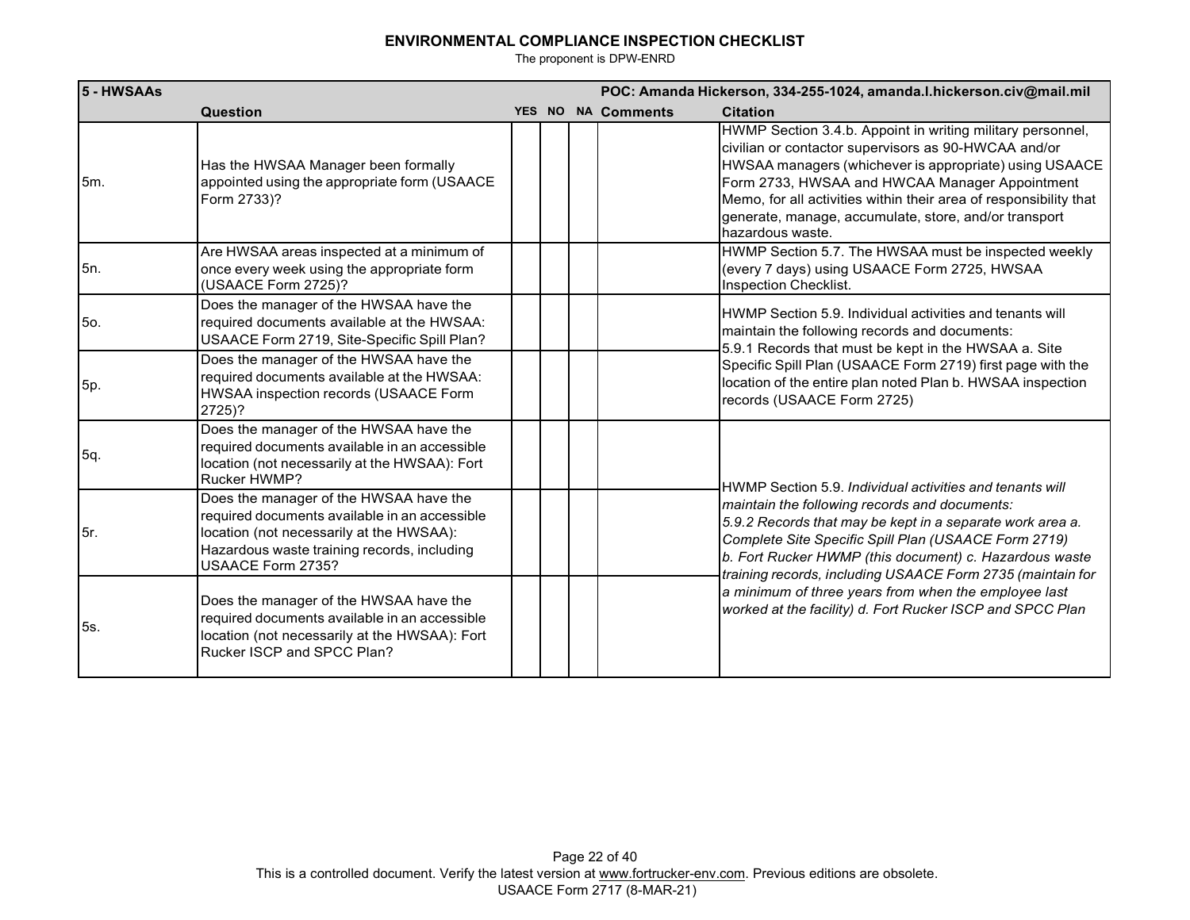**ENVIRONMENTAL COMPLIANCE INSPECTION CHECKLIST**

The proponent is DPW-ENRD

| 5 - HWSAAs | | | | | POC: Amanda Hickerson, 334-255-1024, amanda.l.hickerson.civ@mail.mil | |
|---|---|---|---|---|---|---|
| | **Question** | **YES** | **NO** | **NA** | **Comments** | **Citation** |
| 5m. | Has the HWSAA Manager been formally appointed using the appropriate form (USAACE Form 2733)? | | | | | HWMP Section 3.4.b. Appoint in writing military personnel, civilian or contactor supervisors as 90-HWCAA and/or HWSAA managers (whichever is appropriate) using USAACE Form 2733, HWSAA and HWCAA Manager Appointment Memo, for all activities within their area of responsibility that generate, manage, accumulate, store, and/or transport hazardous waste. |
| 5n. | Are HWSAA areas inspected at a minimum of once every week using the appropriate form (USAACE Form 2725)? | | | | | HWMP Section 5.7. The HWSAA must be inspected weekly (every 7 days) using USAACE Form 2725, HWSAA Inspection Checklist. |
| 5o. | Does the manager of the HWSAA have the required documents available at the HWSAA: USAACE Form 2719, Site-Specific Spill Plan? | | | | | HWMP Section 5.9. Individual activities and tenants will maintain the following records and documents: 5.9.1 Records that must be kept in the HWSAA a. Site Specific Spill Plan (USAACE Form 2719) first page with the location of the entire plan noted Plan b. HWSAA inspection records (USAACE Form 2725) |
| 5p. | Does the manager of the HWSAA have the required documents available at the HWSAA: HWSAA inspection records (USAACE Form 2725)? | | | | | |
| 5q. | Does the manager of the HWSAA have the required documents available in an accessible location (not necessarily at the HWSAA): Fort Rucker HWMP? | | | | | HWMP Section 5.9. *Individual activities and tenants will maintain the following records and documents: 5.9.2 Records that may be kept in a separate work area a. Complete Site Specific Spill Plan (USAACE Form 2719) b. Fort Rucker HWMP (this document) c. Hazardous waste training records, including USAACE Form 2735 (maintain for a minimum of three years from when the employee last worked at the facility) d. Fort Rucker ISCP and SPCC Plan* |
| 5r. | Does the manager of the HWSAA have the required documents available in an accessible location (not necessarily at the HWSAA): Hazardous waste training records, including USAACE Form 2735? | | | | | |
| 5s. | Does the manager of the HWSAA have the required documents available in an accessible location (not necessarily at the HWSAA): Fort Rucker ISCP and SPCC Plan? | | | | | |

This is a controlled document. Verify the latest version at www.fortrucker-env.com. Previous editions are obsolete.

USAACE Form 2717 (8-MAR-21)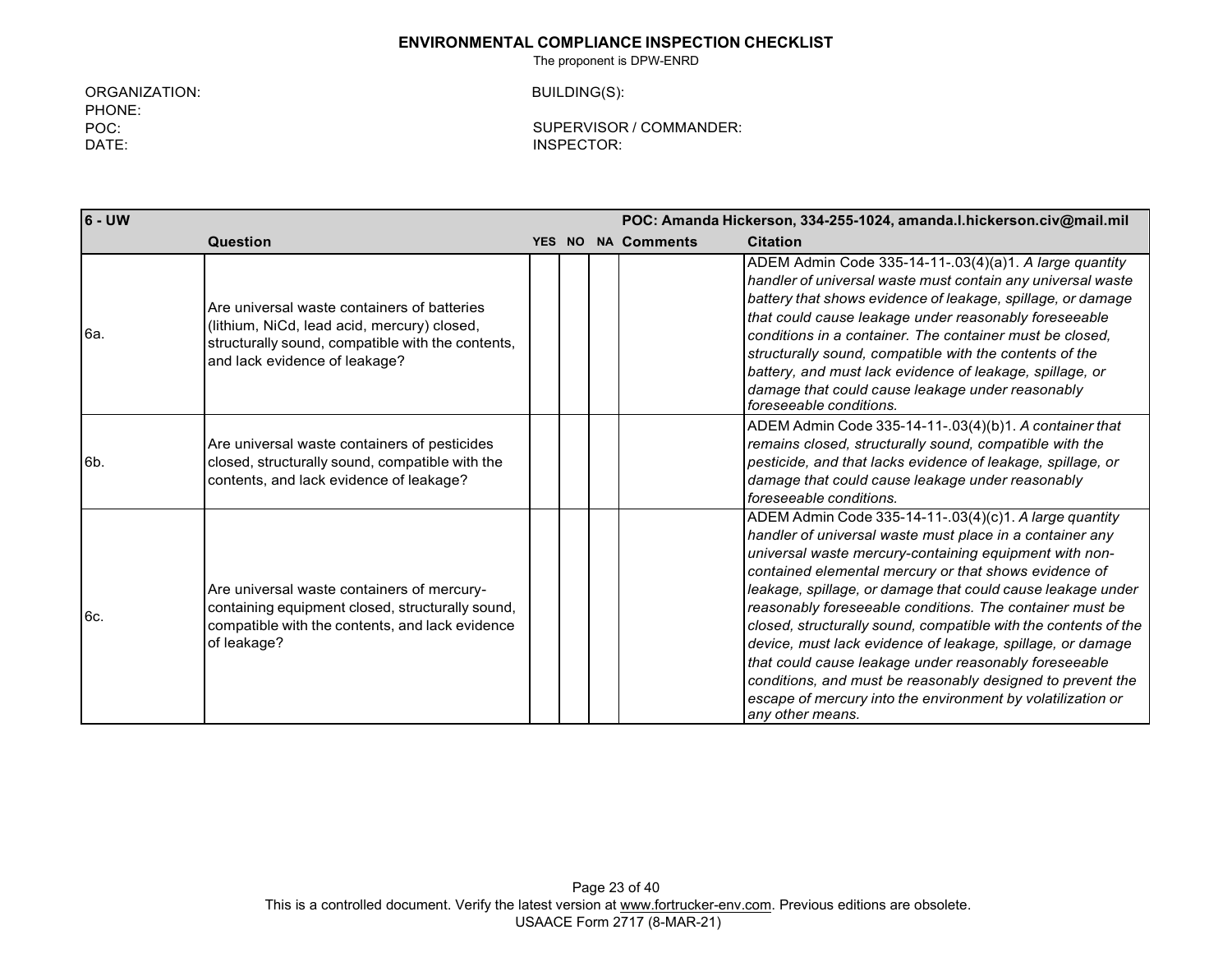# ENVIRONMENTAL COMPLIANCE INSPECTION CHECKLIST

The proponent is DPW-ENRD

ORGANIZATION:
PHONE:
POC:
DATE:

BUILDING(S):

SUPERVISOR / COMMANDER:
INSPECTOR:

| 6 - UW | | | | | | POC: Amanda Hickerson, 334-255-1024, amanda.l.hickerson.civ@mail.mil |
|---|---|---|---|---|---|---|
| | **Question** | **YES** | **NO** | **NA** | **Comments** | **Citation** |
| 6a. | Are universal waste containers of batteries (lithium, NiCd, lead acid, mercury) closed, structurally sound, compatible with the contents, and lack evidence of leakage? | | | | | ADEM Admin Code 335-14-11-.03(4)(a)1. *A large quantity handler of universal waste must contain any universal waste battery that shows evidence of leakage, spillage, or damage that could cause leakage under reasonably foreseeable conditions in a container. The container must be closed, structurally sound, compatible with the contents of the battery, and must lack evidence of leakage, spillage, or damage that could cause leakage under reasonably foreseeable conditions.* |
| 6b. | Are universal waste containers of pesticides closed, structurally sound, compatible with the contents, and lack evidence of leakage? | | | | | ADEM Admin Code 335-14-11-.03(4)(b)1. *A container that remains closed, structurally sound, compatible with the pesticide, and that lacks evidence of leakage, spillage, or damage that could cause leakage under reasonably foreseeable conditions.* |
| 6c. | Are universal waste containers of mercury-containing equipment closed, structurally sound, compatible with the contents, and lack evidence of leakage? | | | | | ADEM Admin Code 335-14-11-.03(4)(c)1. *A large quantity handler of universal waste must place in a container any universal waste mercury-containing equipment with non-contained elemental mercury or that shows evidence of leakage, spillage, or damage that could cause leakage under reasonably foreseeable conditions. The container must be closed, structurally sound, compatible with the contents of the device, must lack evidence of leakage, spillage, or damage that could cause leakage under reasonably foreseeable conditions, and must be reasonably designed to prevent the escape of mercury into the environment by volatilization or any other means.* |

This is a controlled document. Verify the latest version at www.fortrucker-env.com. Previous editions are obsolete.
USAACE Form 2717 (8-MAR-21)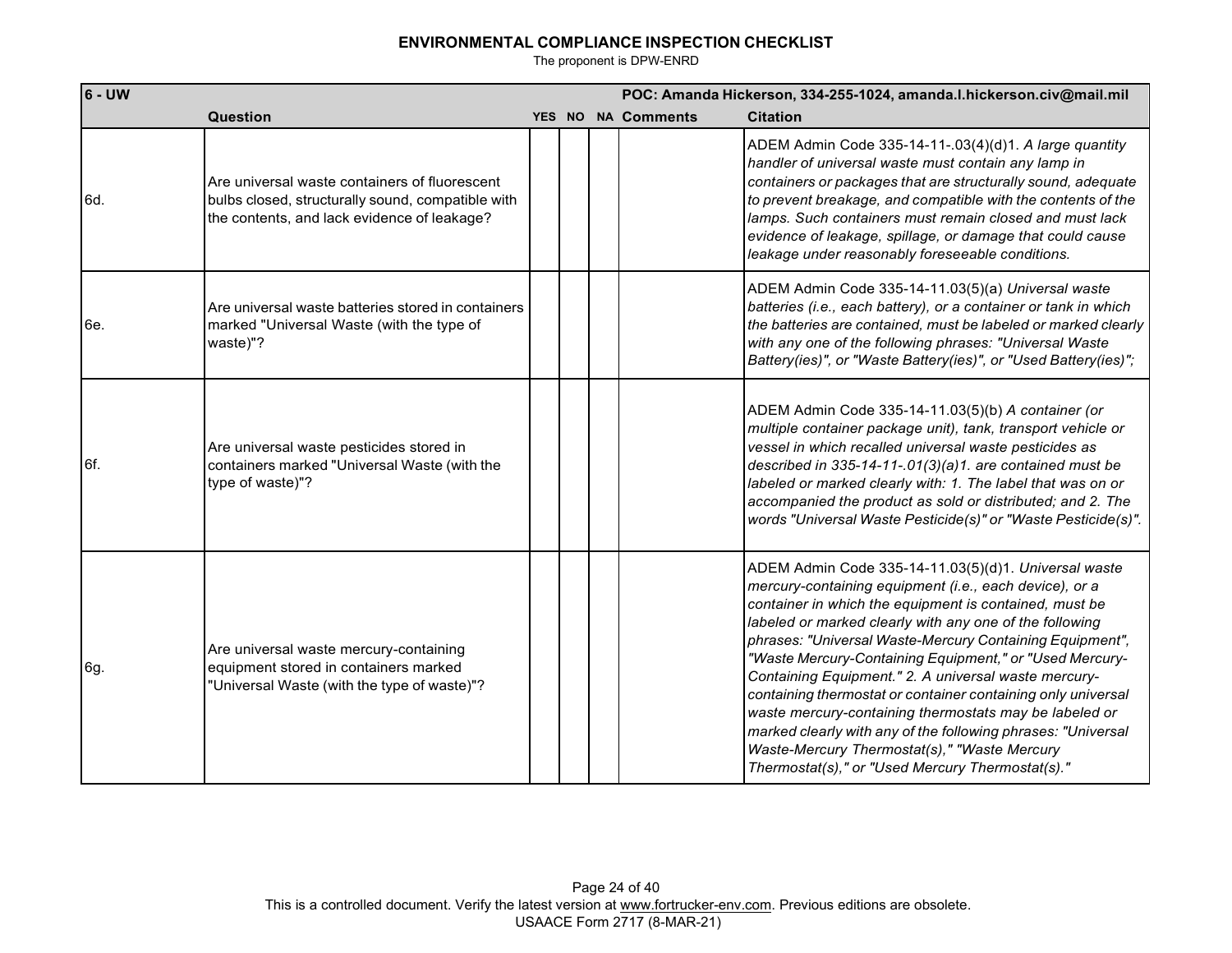# ENVIRONMENTAL COMPLIANCE INSPECTION CHECKLIST

The proponent is DPW-ENRD

| 6 - UW | | | | | | POC: Amanda Hickerson, 334-255-1024, amanda.l.hickerson.civ@mail.mil |
|---|---|---|---|---|---|---|
| | **Question** | **YES** | **NO** | **NA** | **Comments** | **Citation** |
| 6d. | Are universal waste containers of fluorescent bulbs closed, structurally sound, compatible with the contents, and lack evidence of leakage? | | | | | ADEM Admin Code 335-14-11-.03(4)(d)1. *A large quantity handler of universal waste must contain any lamp in containers or packages that are structurally sound, adequate to prevent breakage, and compatible with the contents of the lamps. Such containers must remain closed and must lack evidence of leakage, spillage, or damage that could cause leakage under reasonably foreseeable conditions.* |
| 6e. | Are universal waste batteries stored in containers marked "Universal Waste (with the type of waste)"? | | | | | ADEM Admin Code 335-14-11.03(5)(a) *Universal waste batteries (i.e., each battery), or a container or tank in which the batteries are contained, must be labeled or marked clearly with any one of the following phrases: "Universal Waste Battery(ies)", or "Waste Battery(ies)", or "Used Battery(ies)";* |
| 6f. | Are universal waste pesticides stored in containers marked "Universal Waste (with the type of waste)"? | | | | | ADEM Admin Code 335-14-11.03(5)(b) *A container (or multiple container package unit), tank, transport vehicle or vessel in which recalled universal waste pesticides as described in 335-14-11-.01(3)(a)1. are contained must be labeled or marked clearly with: 1. The label that was on or accompanied the product as sold or distributed; and 2. The words "Universal Waste Pesticide(s)" or "Waste Pesticide(s)".* |
| 6g. | Are universal waste mercury-containing equipment stored in containers marked "Universal Waste (with the type of waste)"? | | | | | ADEM Admin Code 335-14-11.03(5)(d)1. *Universal waste mercury-containing equipment (i.e., each device), or a container in which the equipment is contained, must be labeled or marked clearly with any one of the following phrases: "Universal Waste-Mercury Containing Equipment", "Waste Mercury-Containing Equipment," or "Used Mercury-Containing Equipment." 2. A universal waste mercury-containing thermostat or container containing only universal waste mercury-containing thermostats may be labeled or marked clearly with any of the following phrases: "Universal Waste-Mercury Thermostat(s)," "Waste Mercury Thermostat(s)," or "Used Mercury Thermostat(s)."* |

This is a controlled document. Verify the latest version at www.fortrucker-env.com. Previous editions are obsolete.
USAACE Form 2717 (8-MAR-21)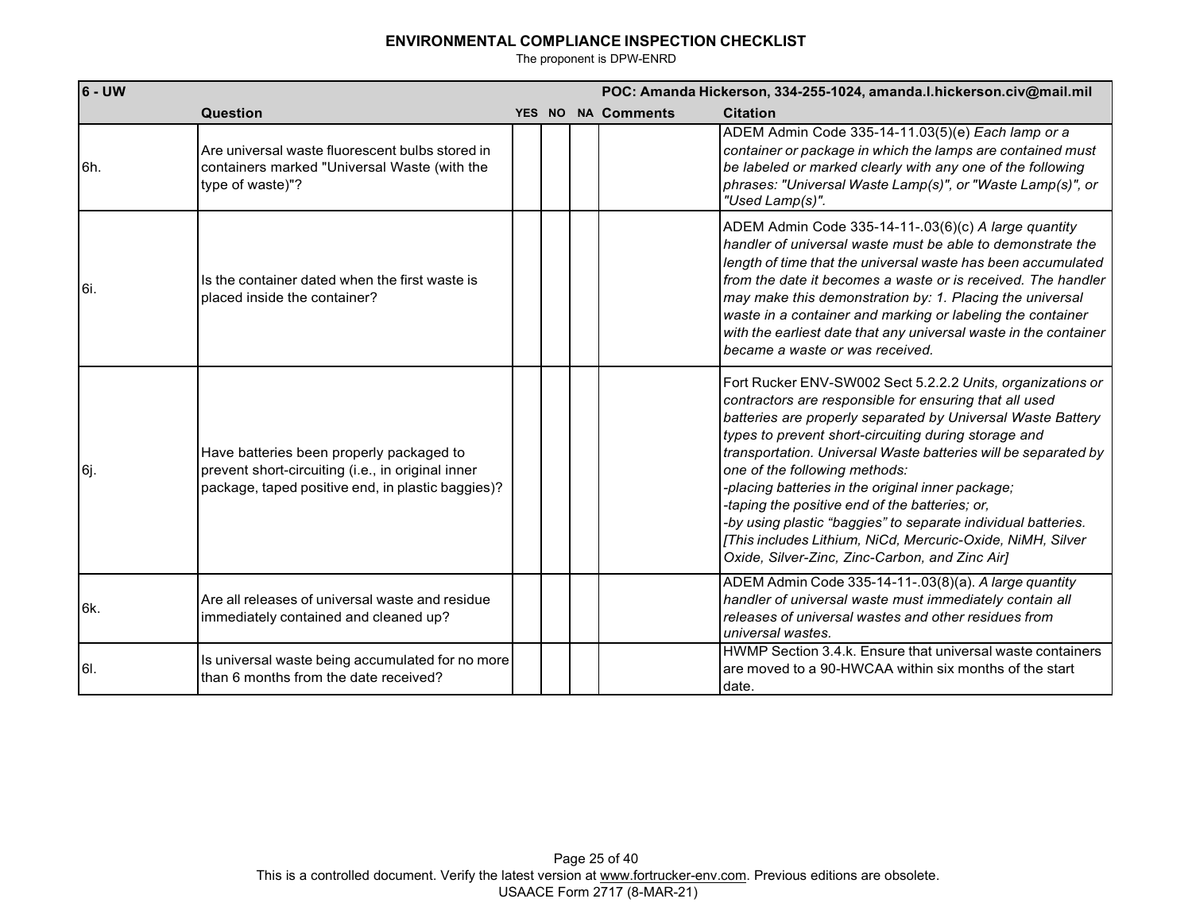# ENVIRONMENTAL COMPLIANCE INSPECTION CHECKLIST

The proponent is DPW-ENRD

| 6 - UW | | | | | | POC: Amanda Hickerson, 334-255-1024, amanda.l.hickerson.civ@mail.mil |
|---|---|---|---|---|---|---|
| | **Question** | **YES** | **NO** | **NA** | **Comments** | **Citation** |
| 6h. | Are universal waste fluorescent bulbs stored in containers marked "Universal Waste (with the type of waste)"? | | | | | ADEM Admin Code 335-14-11.03(5)(e) *Each lamp or a container or package in which the lamps are contained must be labeled or marked clearly with any one of the following phrases: "Universal Waste Lamp(s)", or "Waste Lamp(s)", or "Used Lamp(s)".* |
| 6i. | Is the container dated when the first waste is placed inside the container? | | | | | ADEM Admin Code 335-14-11-.03(6)(c) *A large quantity handler of universal waste must be able to demonstrate the length of time that the universal waste has been accumulated from the date it becomes a waste or is received. The handler may make this demonstration by: 1. Placing the universal waste in a container and marking or labeling the container with the earliest date that any universal waste in the container became a waste or was received.* |
| 6j. | Have batteries been properly packaged to prevent short-circuiting (i.e., in original inner package, taped positive end, in plastic baggies)? | | | | | Fort Rucker ENV-SW002 Sect 5.2.2.2 *Units, organizations or contractors are responsible for ensuring that all used batteries are properly separated by Universal Waste Battery types to prevent short-circuiting during storage and transportation. Universal Waste batteries will be separated by one of the following methods:* <br>*-placing batteries in the original inner package;* <br>*-taping the positive end of the batteries; or,* <br>*-by using plastic “baggies” to separate individual batteries. [This includes Lithium, NiCd, Mercuric-Oxide, NiMH, Silver Oxide, Silver-Zinc, Zinc-Carbon, and Zinc Air]* |
| 6k. | Are all releases of universal waste and residue immediately contained and cleaned up? | | | | | ADEM Admin Code 335-14-11-.03(8)(a). *A large quantity handler of universal waste must immediately contain all releases of universal wastes and other residues from universal wastes.* |
| 6l. | Is universal waste being accumulated for no more than 6 months from the date received? | | | | | HWMP Section 3.4.k. Ensure that universal waste containers are moved to a 90-HWCAA within six months of the start date. |

This is a controlled document. Verify the latest version at www.fortrucker-env.com. Previous editions are obsolete.
USAACE Form 2717 (8-MAR-21)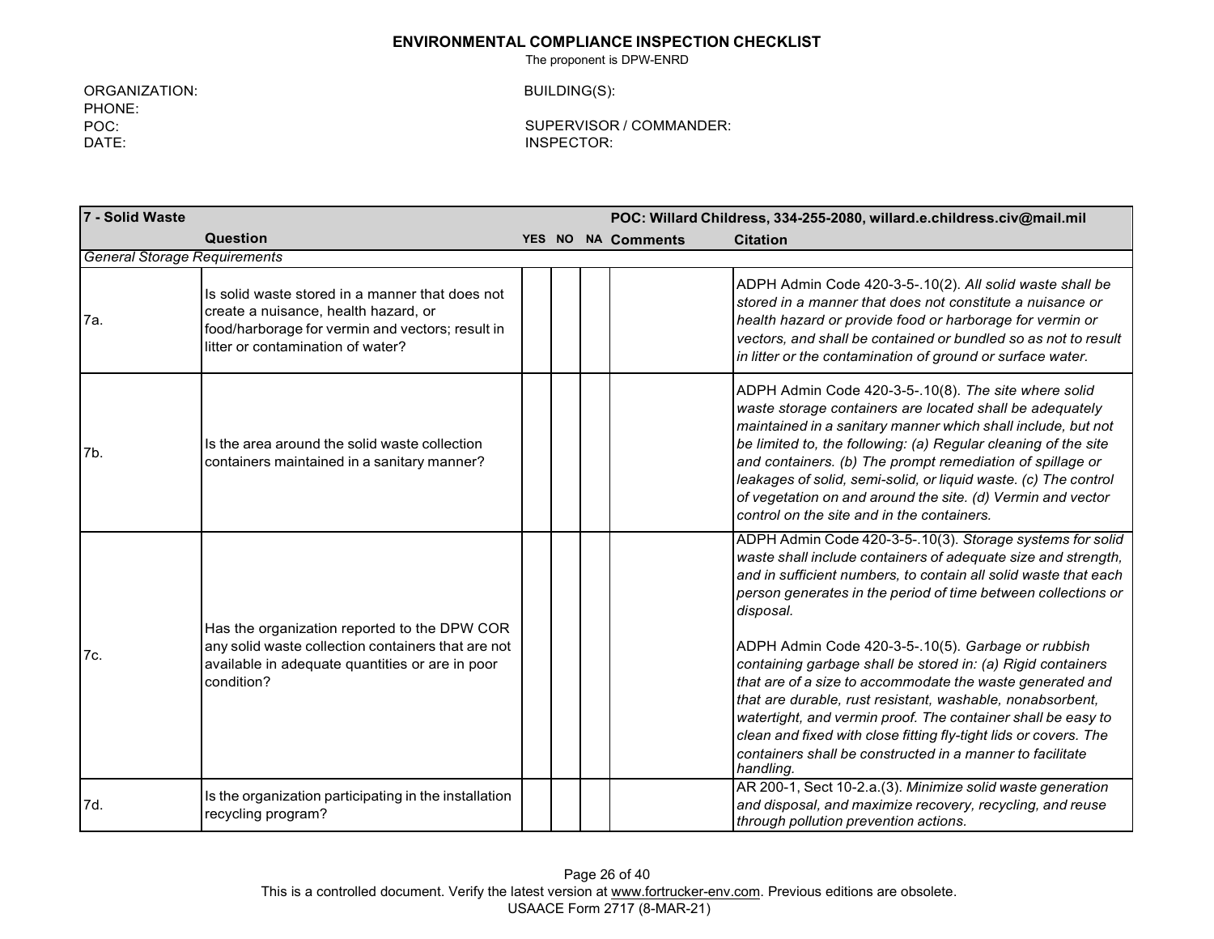**ENVIRONMENTAL COMPLIANCE INSPECTION CHECKLIST**

The proponent is DPW-ENRD

ORGANIZATION:
PHONE:
POC:
DATE:

BUILDING(S):

SUPERVISOR / COMMANDER:
INSPECTOR:

| 7 - Solid Waste | | | | | | POC: Willard Childress, 334-255-2080, willard.e.childress.civ@mail.mil |
|---|---|---|---|---|---|---|
| | **Question** | **YES** | **NO** | **NA** | **Comments** | **Citation** |
| *General Storage Requirements* | | | | | | |
| 7a. | Is solid waste stored in a manner that does not create a nuisance, health hazard, or food/harborage for vermin and vectors; result in litter or contamination of water? | | | | | ADPH Admin Code 420-3-5-.10(2). *All solid waste shall be stored in a manner that does not constitute a nuisance or health hazard or provide food or harborage for vermin or vectors, and shall be contained or bundled so as not to result in litter or the contamination of ground or surface water.* |
| 7b. | Is the area around the solid waste collection containers maintained in a sanitary manner? | | | | | ADPH Admin Code 420-3-5-.10(8). *The site where solid waste storage containers are located shall be adequately maintained in a sanitary manner which shall include, but not be limited to, the following: (a) Regular cleaning of the site and containers. (b) The prompt remediation of spillage or leakages of solid, semi-solid, or liquid waste. (c) The control of vegetation on and around the site. (d) Vermin and vector control on the site and in the containers.* |
| 7c. | Has the organization reported to the DPW COR any solid waste collection containers that are not available in adequate quantities or are in poor condition? | | | | | ADPH Admin Code 420-3-5-.10(3). *Storage systems for solid waste shall include containers of adequate size and strength, and in sufficient numbers, to contain all solid waste that each person generates in the period of time between collections or disposal.* ADPH Admin Code 420-3-5-.10(5). *Garbage or rubbish containing garbage shall be stored in: (a) Rigid containers that are of a size to accommodate the waste generated and that are durable, rust resistant, washable, nonabsorbent, watertight, and vermin proof. The container shall be easy to clean and fixed with close fitting fly-tight lids or covers. The containers shall be constructed in a manner to facilitate handling.* |
| 7d. | Is the organization participating in the installation recycling program? | | | | | AR 200-1, Sect 10-2.a.(3). *Minimize solid waste generation and disposal, and maximize recovery, recycling, and reuse through pollution prevention actions.* |

This is a controlled document. Verify the latest version at www.fortrucker-env.com. Previous editions are obsolete.
USAACE Form 2717 (8-MAR-21)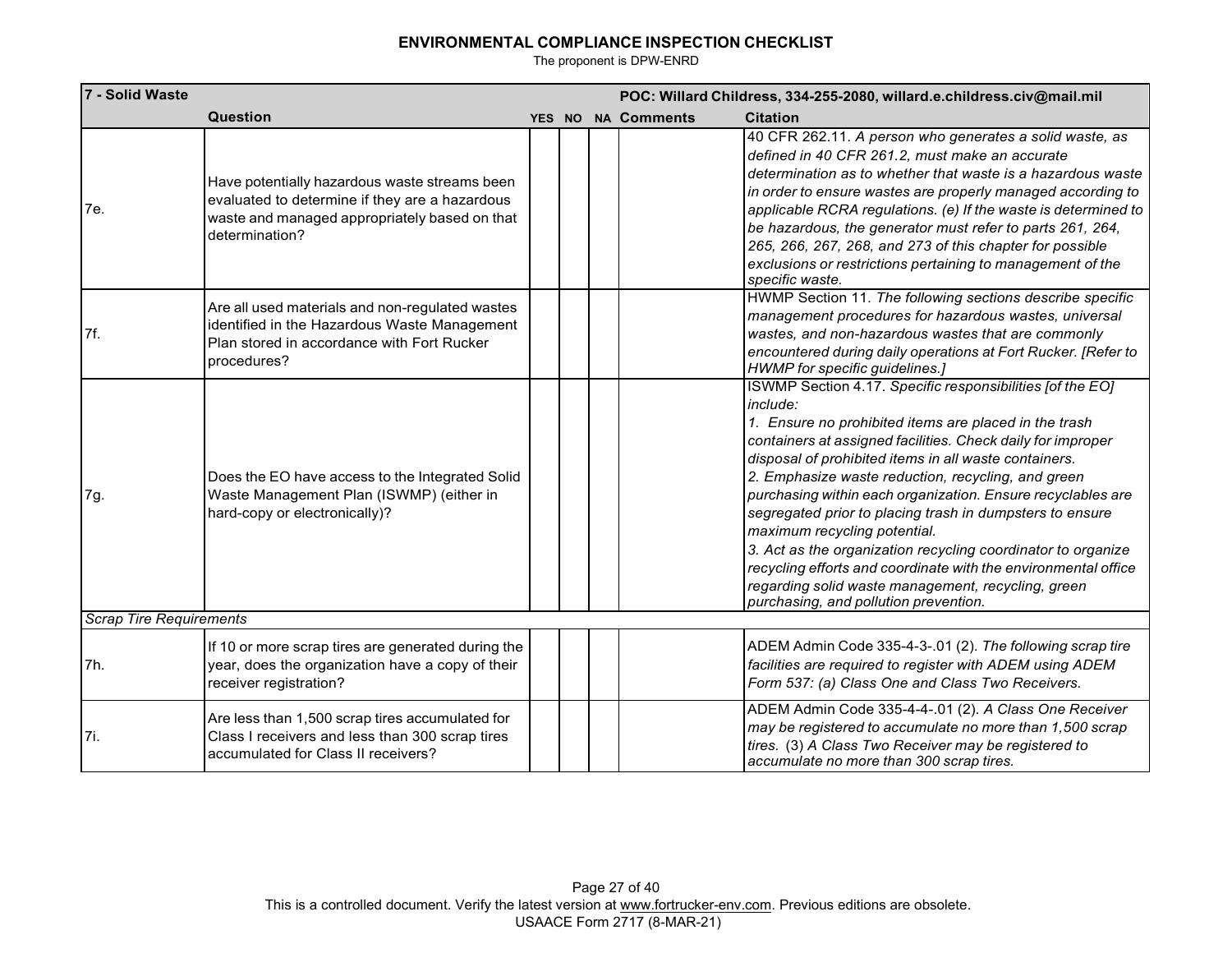# ENVIRONMENTAL COMPLIANCE INSPECTION CHECKLIST

The proponent is DPW-ENRD

| 7 - Solid Waste | | | | | POC: Willard Childress, 334-255-2080, willard.e.childress.civ@mail.mil | |
|---|---|---|---|---|---|---|
| | **Question** | **YES** | **NO** | **NA** | **Comments** | **Citation** |
| 7e. | Have potentially hazardous waste streams been evaluated to determine if they are a hazardous waste and managed appropriately based on that determination? | | | | | 40 CFR 262.11. *A person who generates a solid waste, as defined in 40 CFR 261.2, must make an accurate determination as to whether that waste is a hazardous waste in order to ensure wastes are properly managed according to applicable RCRA regulations. (e) If the waste is determined to be hazardous, the generator must refer to parts 261, 264, 265, 266, 267, 268, and 273 of this chapter for possible exclusions or restrictions pertaining to management of the specific waste.* |
| 7f. | Are all used materials and non-regulated wastes identified in the Hazardous Waste Management Plan stored in accordance with Fort Rucker procedures? | | | | | HWMP Section 11. *The following sections describe specific management procedures for hazardous wastes, universal wastes, and non-hazardous wastes that are commonly encountered during daily operations at Fort Rucker. [Refer to HWMP for specific guidelines.]* |
| 7g. | Does the EO have access to the Integrated Solid Waste Management Plan (ISWMP) (either in hard-copy or electronically)? | | | | | ISWMP Section 4.17. *Specific responsibilities [of the EO] include:*<br>*1. Ensure no prohibited items are placed in the trash containers at assigned facilities. Check daily for improper disposal of prohibited items in all waste containers.*<br>*2. Emphasize waste reduction, recycling, and green purchasing within each organization. Ensure recyclables are segregated prior to placing trash in dumpsters to ensure maximum recycling potential.*<br>*3. Act as the organization recycling coordinator to organize recycling efforts and coordinate with the environmental office regarding solid waste management, recycling, green purchasing, and pollution prevention.* |
| *Scrap Tire Requirements* | | | | | | |
| 7h. | If 10 or more scrap tires are generated during the year, does the organization have a copy of their receiver registration? | | | | | ADEM Admin Code 335-4-3-.01 (2). *The following scrap tire facilities are required to register with ADEM using ADEM Form 537: (a) Class One and Class Two Receivers.* |
| 7i. | Are less than 1,500 scrap tires accumulated for Class I receivers and less than 300 scrap tires accumulated for Class II receivers? | | | | | ADEM Admin Code 335-4-4-.01 (2). *A Class One Receiver may be registered to accumulate no more than 1,500 scrap tires.* (3) *A Class Two Receiver may be registered to accumulate no more than 300 scrap tires.* |

This is a controlled document. Verify the latest version at www.fortrucker-env.com. Previous editions are obsolete.
USAACE Form 2717 (8-MAR-21)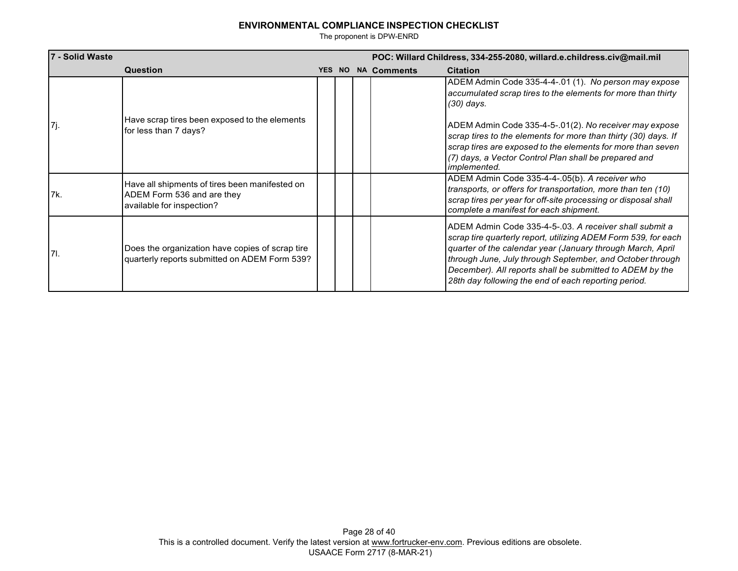**ENVIRONMENTAL COMPLIANCE INSPECTION CHECKLIST**

The proponent is DPW-ENRD

| 7 - Solid Waste | | | | | POC: Willard Childress, 334-255-2080, willard.e.childress.civ@mail.mil | |
|---|---|---|---|---|---|---|
| | **Question** | **YES** | **NO** | **NA** | **Comments** | **Citation** |
| 7j. | Have scrap tires been exposed to the elements for less than 7 days? | | | | | ADEM Admin Code 335-4-4-.01 (1). *No person may expose accumulated scrap tires to the elements for more than thirty (30) days.*<br><br>ADEM Admin Code 335-4-5-.01(2). *No receiver may expose scrap tires to the elements for more than thirty (30) days. If scrap tires are exposed to the elements for more than seven (7) days, a Vector Control Plan shall be prepared and implemented.* |
| 7k. | Have all shipments of tires been manifested on ADEM Form 536 and are they available for inspection? | | | | | ADEM Admin Code 335-4-4-.05(b). *A receiver who transports, or offers for transportation, more than ten (10) scrap tires per year for off-site processing or disposal shall complete a manifest for each shipment.* |
| 7l. | Does the organization have copies of scrap tire quarterly reports submitted on ADEM Form 539? | | | | | ADEM Admin Code 335-4-5-.03. *A receiver shall submit a scrap tire quarterly report, utilizing ADEM Form 539, for each quarter of the calendar year (January through March, April through June, July through September, and October through December). All reports shall be submitted to ADEM by the 28th day following the end of each reporting period.* |

This is a controlled document. Verify the latest version at www.fortrucker-env.com. Previous editions are obsolete.

USAACE Form 2717 (8-MAR-21)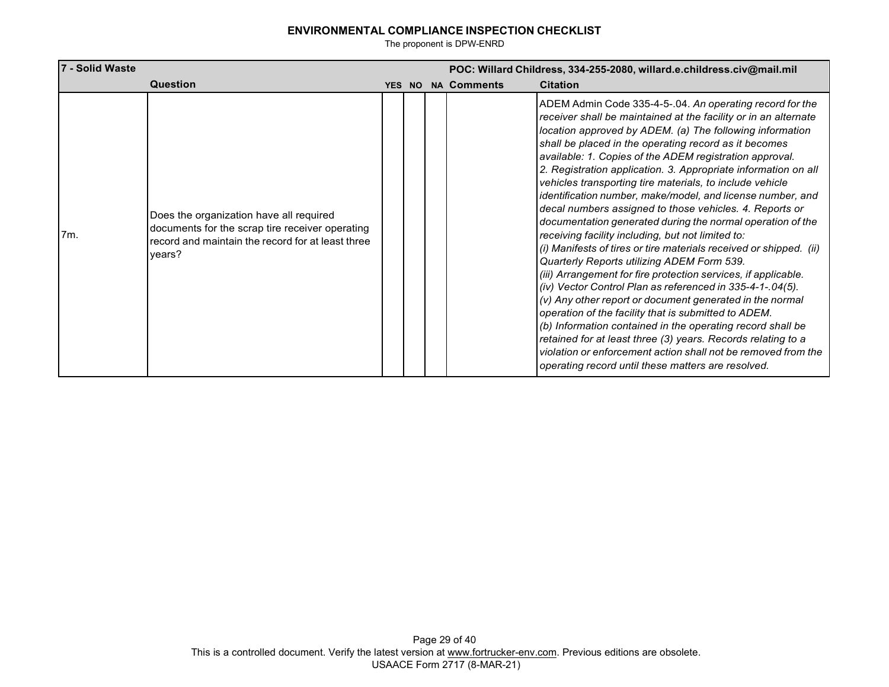**ENVIRONMENTAL COMPLIANCE INSPECTION CHECKLIST**

The proponent is DPW-ENRD

| 7 - Solid Waste | | | | | POC: Willard Childress, 334-255-2080, willard.e.childress.civ@mail.mil | |
|---|---|---|---|---|---|---|
| | **Question** | **YES** | **NO** | **NA** | **Comments** | **Citation** |
| 7m. | Does the organization have all required documents for the scrap tire receiver operating record and maintain the record for at least three years? | | | | | ADEM Admin Code 335-4-5-.04. *An operating record for the receiver shall be maintained at the facility or in an alternate location approved by ADEM. (a) The following information shall be placed in the operating record as it becomes available: 1. Copies of the ADEM registration approval. 2. Registration application. 3. Appropriate information on all vehicles transporting tire materials, to include vehicle identification number, make/model, and license number, and decal numbers assigned to those vehicles. 4. Reports or documentation generated during the normal operation of the receiving facility including, but not limited to: (i) Manifests of tires or tire materials received or shipped. (ii) Quarterly Reports utilizing ADEM Form 539. (iii) Arrangement for fire protection services, if applicable. (iv) Vector Control Plan as referenced in 335-4-1-.04(5). (v) Any other report or document generated in the normal operation of the facility that is submitted to ADEM. (b) Information contained in the operating record shall be retained for at least three (3) years. Records relating to a violation or enforcement action shall not be removed from the operating record until these matters are resolved.* |

This is a controlled document. Verify the latest version at www.fortrucker-env.com. Previous editions are obsolete.
USAACE Form 2717 (8-MAR-21)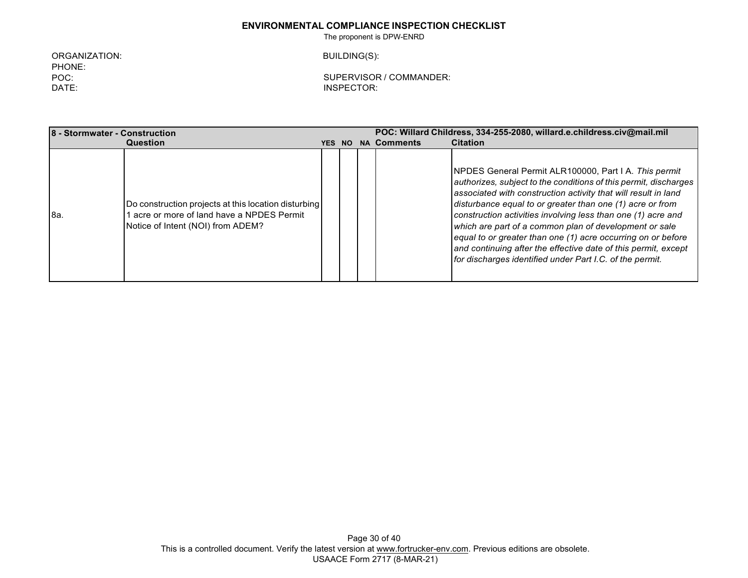**ENVIRONMENTAL COMPLIANCE INSPECTION CHECKLIST**

The proponent is DPW-ENRD

ORGANIZATION:
PHONE:
POC:
DATE:

BUILDING(S):

SUPERVISOR / COMMANDER:
INSPECTOR:

| **8 - Stormwater - Construction** | | | | | **POC: Willard Childress, 334-255-2080, willard.e.childress.civ@mail.mil** | |
|---|---|---|---|---|---|---|
| | **Question** | **YES** | **NO** | **NA** | **Comments** | **Citation** |
| 8a. | Do construction projects at this location disturbing 1 acre or more of land have a NPDES Permit Notice of Intent (NOI) from ADEM? | | | | | NPDES General Permit ALR100000, Part I A. *This permit authorizes, subject to the conditions of this permit, discharges associated with construction activity that will result in land disturbance equal to or greater than one (1) acre or from construction activities involving less than one (1) acre and which are part of a common plan of development or sale equal to or greater than one (1) acre occurring on or before and continuing after the effective date of this permit, except for discharges identified under Part I.C. of the permit.* |

This is a controlled document. Verify the latest version at www.fortrucker-env.com. Previous editions are obsolete.
USAACE Form 2717 (8-MAR-21)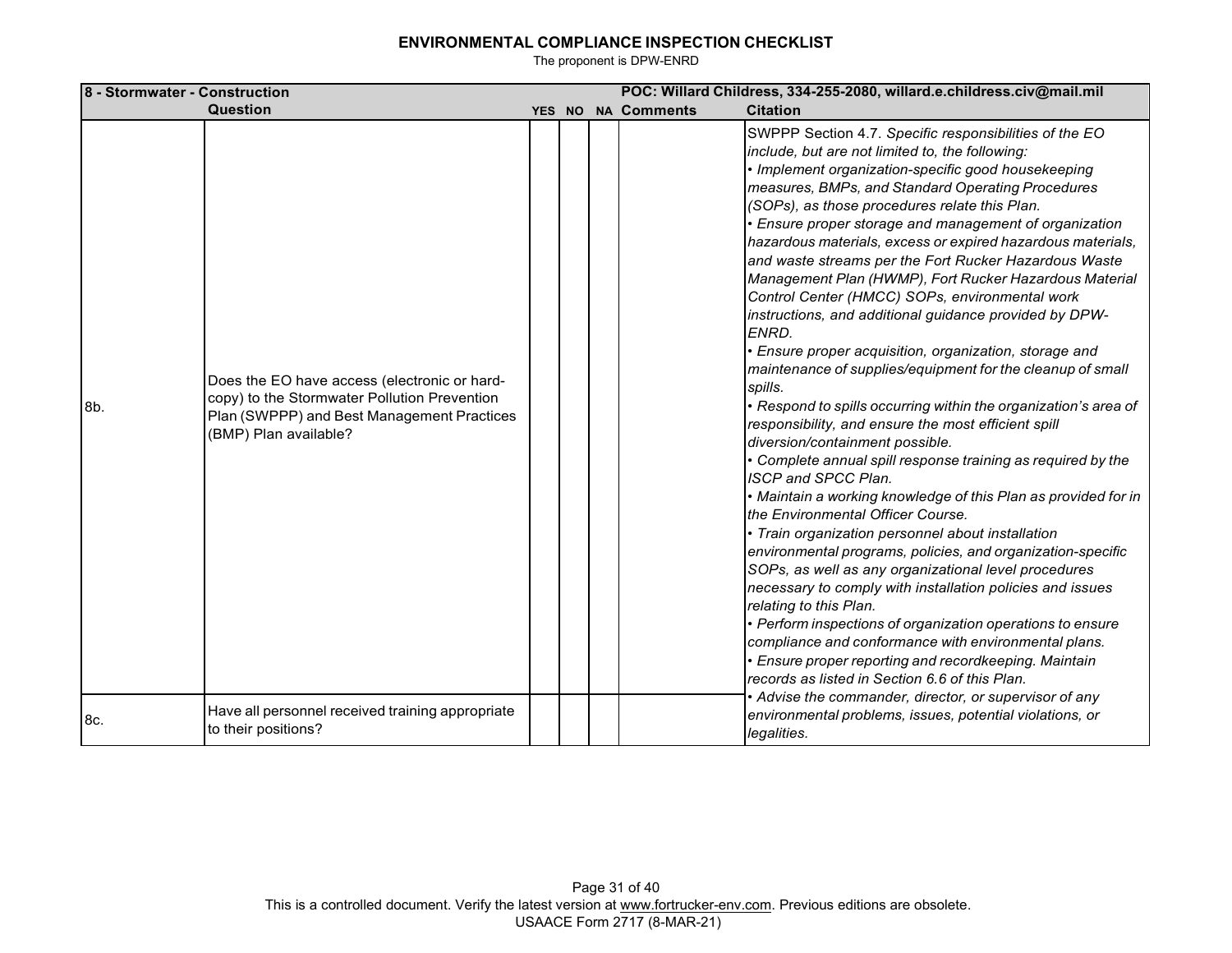# ENVIRONMENTAL COMPLIANCE INSPECTION CHECKLIST

The proponent is DPW-ENRD

| 8 - Stormwater - Construction | Question | YES | NO | NA | Comments | Citation |
|---|---|---|---|---|---|---|
| | | | | | | POC: Willard Childress, 334-255-2080, willard.e.childress.civ@mail.mil |
| 8b. | Does the EO have access (electronic or hard-copy) to the Stormwater Pollution Prevention Plan (SWPPP) and Best Management Practices (BMP) Plan available? | | | | | SWPPP Section 4.7. *Specific responsibilities of the EO include, but are not limited to, the following:* <br>*• Implement organization-specific good housekeeping measures, BMPs, and Standard Operating Procedures (SOPs), as those procedures relate this Plan.* <br>*• Ensure proper storage and management of organization hazardous materials, excess or expired hazardous materials, and waste streams per the Fort Rucker Hazardous Waste Management Plan (HWMP), Fort Rucker Hazardous Material Control Center (HMCC) SOPs, environmental work instructions, and additional guidance provided by DPW-ENRD.* <br>*• Ensure proper acquisition, organization, storage and maintenance of supplies/equipment for the cleanup of small spills.* <br>*• Respond to spills occurring within the organization's area of responsibility, and ensure the most efficient spill diversion/containment possible.* <br>*• Complete annual spill response training as required by the ISCP and SPCC Plan.* <br>*• Maintain a working knowledge of this Plan as provided for in the Environmental Officer Course.* <br>*• Train organization personnel about installation environmental programs, policies, and organization-specific SOPs, as well as any organizational level procedures necessary to comply with installation policies and issues relating to this Plan.* <br>*• Perform inspections of organization operations to ensure compliance and conformance with environmental plans.* <br>*• Ensure proper reporting and recordkeeping. Maintain records as listed in Section 6.6 of this Plan.* <br>*• Advise the commander, director, or supervisor of any environmental problems, issues, potential violations, or legalities.* |
| 8c. | Have all personnel received training appropriate to their positions? | | | | | |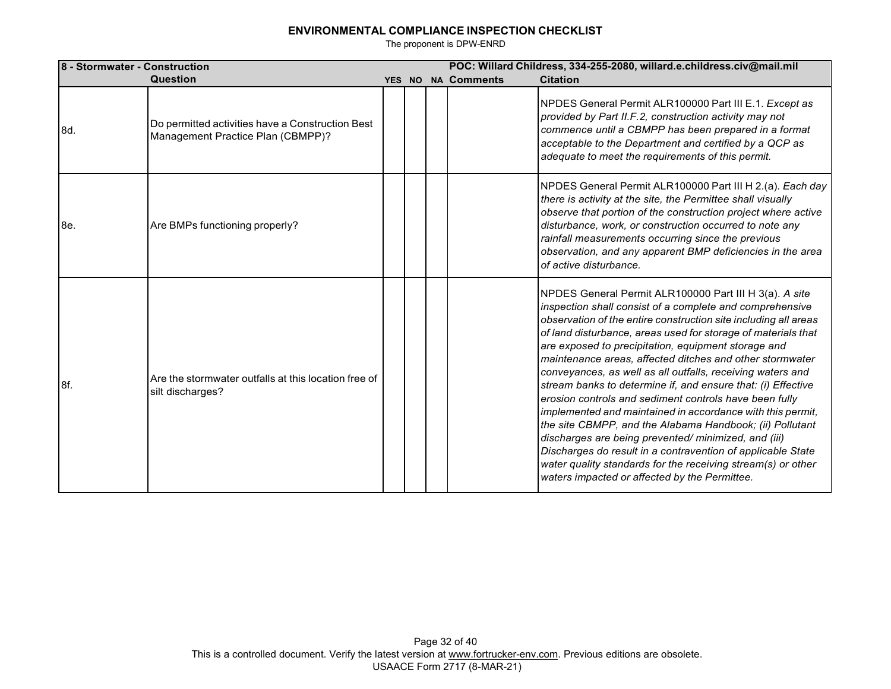**ENVIRONMENTAL COMPLIANCE INSPECTION CHECKLIST**

The proponent is DPW-ENRD

| 8 - Stormwater - Construction | | | | | POC: Willard Childress, 334-255-2080, willard.e.childress.civ@mail.mil | |
|---|---|---|---|---|---|---|
| | **Question** | **YES** | **NO** | **NA** | **Comments** | **Citation** |
| 8d. | Do permitted activities have a Construction Best Management Practice Plan (CBMPP)? | | | | | NPDES General Permit ALR100000 Part III E.1. *Except as provided by Part II.F.2, construction activity may not commence until a CBMPP has been prepared in a format acceptable to the Department and certified by a QCP as adequate to meet the requirements of this permit.* |
| 8e. | Are BMPs functioning properly? | | | | | NPDES General Permit ALR100000 Part III H 2.(a). *Each day there is activity at the site, the Permittee shall visually observe that portion of the construction project where active disturbance, work, or construction occurred to note any rainfall measurements occurring since the previous observation, and any apparent BMP deficiencies in the area of active disturbance.* |
| 8f. | Are the stormwater outfalls at this location free of silt discharges? | | | | | NPDES General Permit ALR100000 Part III H 3(a). *A site inspection shall consist of a complete and comprehensive observation of the entire construction site including all areas of land disturbance, areas used for storage of materials that are exposed to precipitation, equipment storage and maintenance areas, affected ditches and other stormwater conveyances, as well as all outfalls, receiving waters and stream banks to determine if, and ensure that: (i) Effective erosion controls and sediment controls have been fully implemented and maintained in accordance with this permit, the site CBMPP, and the Alabama Handbook; (ii) Pollutant discharges are being prevented/ minimized, and (iii) Discharges do result in a contravention of applicable State water quality standards for the receiving stream(s) or other waters impacted or affected by the Permittee.* |

This is a controlled document. Verify the latest version at www.fortrucker-env.com. Previous editions are obsolete.
USAACE Form 2717 (8-MAR-21)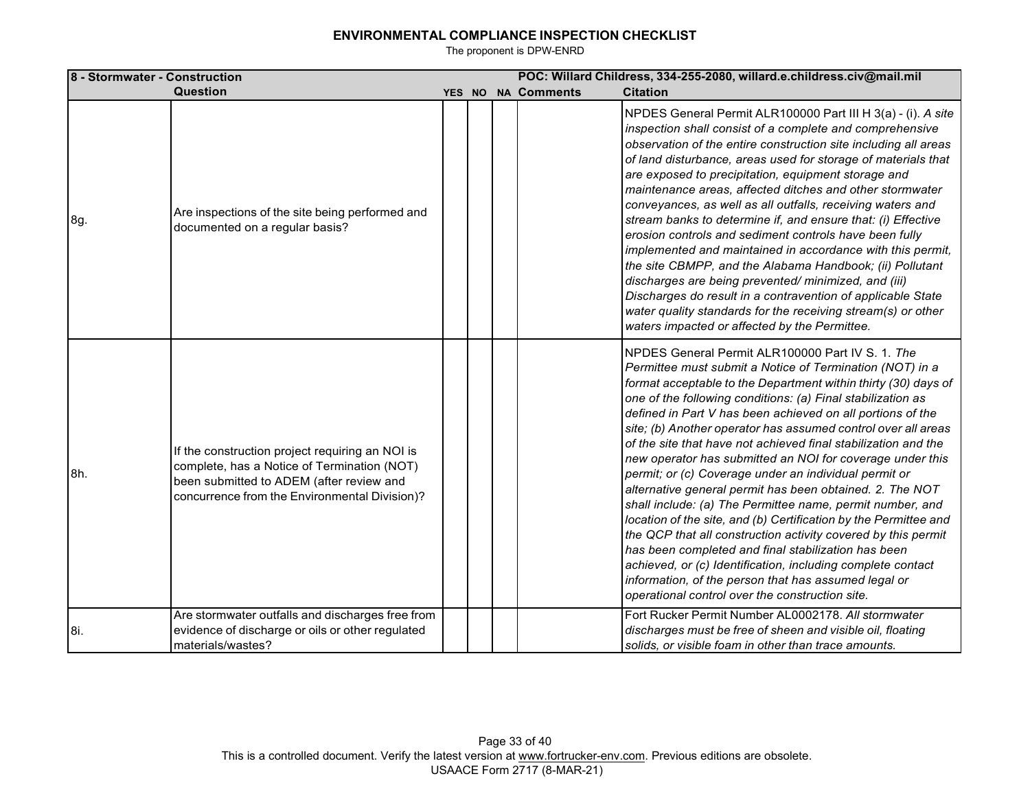**ENVIRONMENTAL COMPLIANCE INSPECTION CHECKLIST**

The proponent is DPW-ENRD

| 8 - Stormwater - Construction | | | | | POC: Willard Childress, 334-255-2080, willard.e.childress.civ@mail.mil | |
|---|---|---|---|---|---|---|
| | **Question** | **YES** | **NO** | **NA** | **Comments** | **Citation** |
| 8g. | Are inspections of the site being performed and documented on a regular basis? | | | | | NPDES General Permit ALR100000 Part III H 3(a) - (i). *A site inspection shall consist of a complete and comprehensive observation of the entire construction site including all areas of land disturbance, areas used for storage of materials that are exposed to precipitation, equipment storage and maintenance areas, affected ditches and other stormwater conveyances, as well as all outfalls, receiving waters and stream banks to determine if, and ensure that: (i) Effective erosion controls and sediment controls have been fully implemented and maintained in accordance with this permit, the site CBMPP, and the Alabama Handbook; (ii) Pollutant discharges are being prevented/ minimized, and (iii) Discharges do result in a contravention of applicable State water quality standards for the receiving stream(s) or other waters impacted or affected by the Permittee.* |
| 8h. | If the construction project requiring an NOI is complete, has a Notice of Termination (NOT) been submitted to ADEM (after review and concurrence from the Environmental Division)? | | | | | NPDES General Permit ALR100000 Part IV S. 1. *The Permittee must submit a Notice of Termination (NOT) in a format acceptable to the Department within thirty (30) days of one of the following conditions: (a) Final stabilization as defined in Part V has been achieved on all portions of the site; (b) Another operator has assumed control over all areas of the site that have not achieved final stabilization and the new operator has submitted an NOI for coverage under this permit; or (c) Coverage under an individual permit or alternative general permit has been obtained. 2. The NOT shall include: (a) The Permittee name, permit number, and location of the site, and (b) Certification by the Permittee and the QCP that all construction activity covered by this permit has been completed and final stabilization has been achieved, or (c) Identification, including complete contact information, of the person that has assumed legal or operational control over the construction site.* |
| 8i. | Are stormwater outfalls and discharges free from evidence of discharge or oils or other regulated materials/wastes? | | | | | Fort Rucker Permit Number AL0002178. *All stormwater discharges must be free of sheen and visible oil, floating solids, or visible foam in other than trace amounts.* |

This is a controlled document. Verify the latest version at www.fortrucker-env.com. Previous editions are obsolete.
USAACE Form 2717 (8-MAR-21)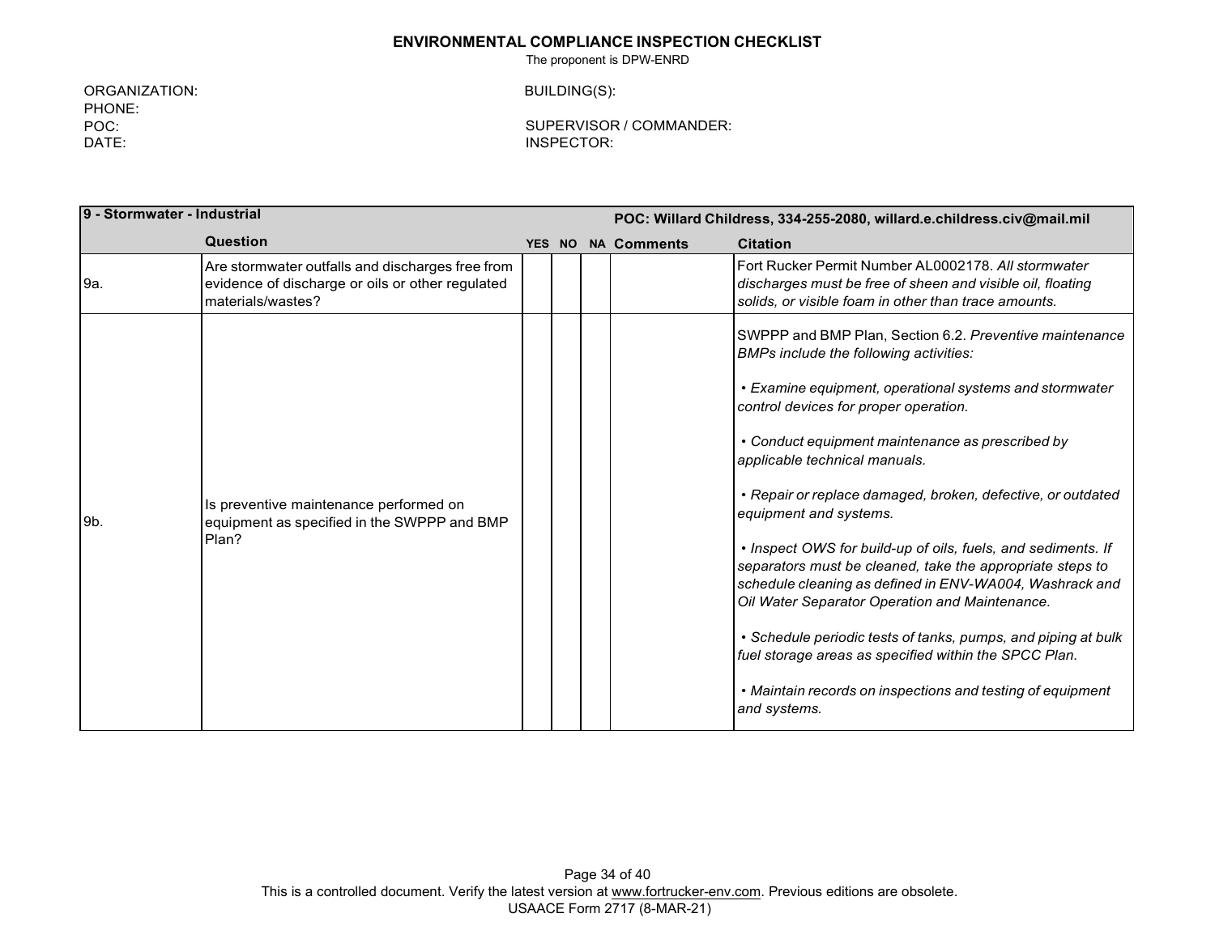# ENVIRONMENTAL COMPLIANCE INSPECTION CHECKLIST

The proponent is DPW-ENRD

ORGANIZATION:
PHONE:
POC:
DATE:

BUILDING(S):

SUPERVISOR / COMMANDER:
INSPECTOR:

| 9 - Stormwater - Industrial | | | | | POC: Willard Childress, 334-255-2080, willard.e.childress.civ@mail.mil | |
|---|---|---|---|---|---|---|
| | **Question** | **YES** | **NO** | **NA** | **Comments** | **Citation** |
| 9a. | Are stormwater outfalls and discharges free from evidence of discharge or oils or other regulated materials/wastes? | | | | | Fort Rucker Permit Number AL0002178. *All stormwater discharges must be free of sheen and visible oil, floating solids, or visible foam in other than trace amounts.* |
| 9b. | Is preventive maintenance performed on equipment as specified in the SWPPP and BMP Plan? | | | | | SWPPP and BMP Plan, Section 6.2. *Preventive maintenance BMPs include the following activities:*<br><br>*• Examine equipment, operational systems and stormwater control devices for proper operation.*<br><br>*• Conduct equipment maintenance as prescribed by applicable technical manuals.*<br><br>*• Repair or replace damaged, broken, defective, or outdated equipment and systems.*<br><br>*• Inspect OWS for build-up of oils, fuels, and sediments. If separators must be cleaned, take the appropriate steps to schedule cleaning as defined in ENV-WA004, Washrack and Oil Water Separator Operation and Maintenance.*<br><br>*• Schedule periodic tests of tanks, pumps, and piping at bulk fuel storage areas as specified within the SPCC Plan.*<br><br>*• Maintain records on inspections and testing of equipment and systems.* |

This is a controlled document. Verify the latest version at www.fortrucker-env.com. Previous editions are obsolete.
USAACE Form 2717 (8-MAR-21)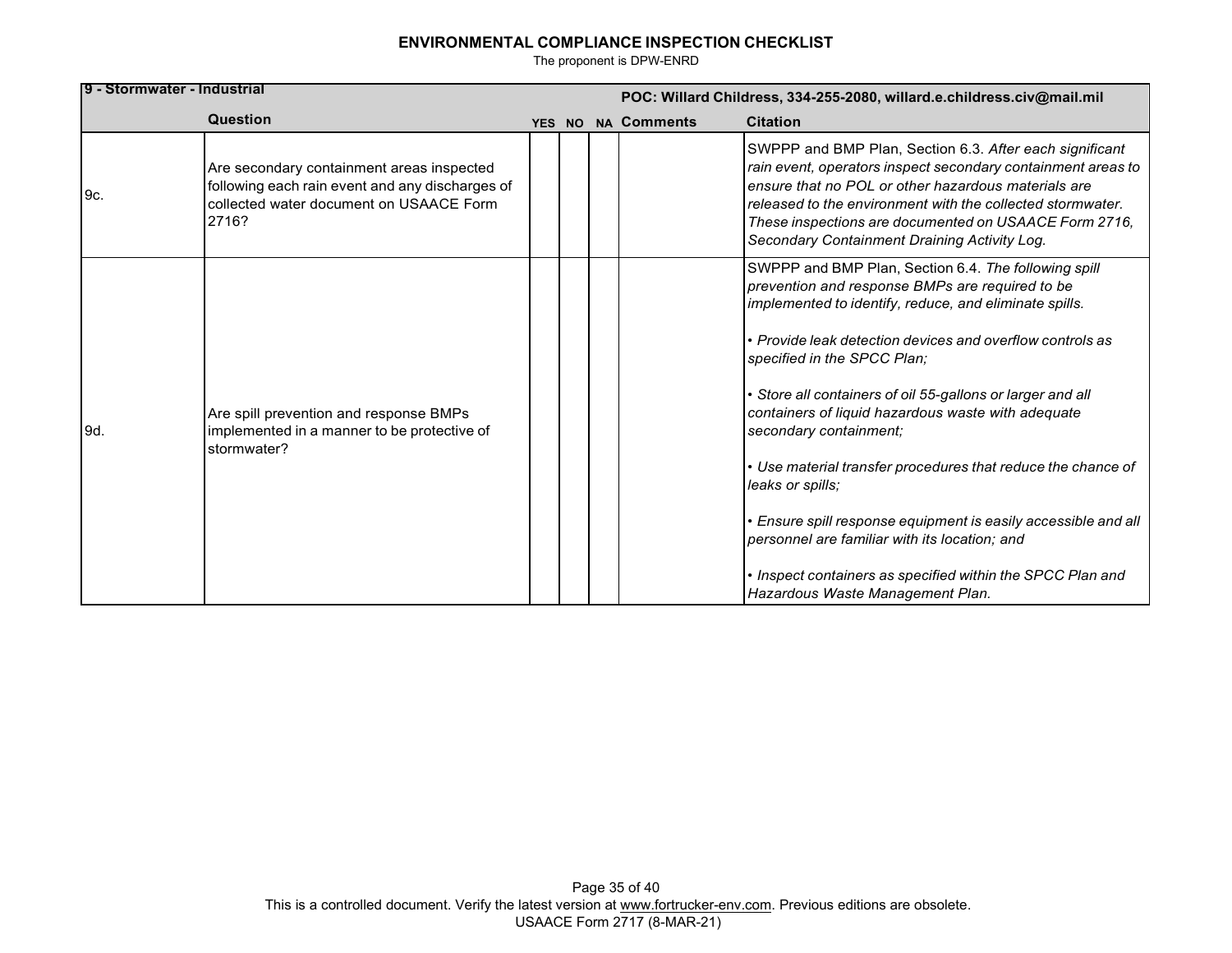**ENVIRONMENTAL COMPLIANCE INSPECTION CHECKLIST**

The proponent is DPW-ENRD

| **9 - Stormwater - Industrial** | | | | | **POC: Willard Childress, 334-255-2080, willard.e.childress.civ@mail.mil** | |
|---|---|---|---|---|---|---|
| | **Question** | **YES** | **NO** | **NA** | **Comments** | **Citation** |
| 9c. | Are secondary containment areas inspected following each rain event and any discharges of collected water document on USAACE Form 2716? | | | | | SWPPP and BMP Plan, Section 6.3. *After each significant rain event, operators inspect secondary containment areas to ensure that no POL or other hazardous materials are released to the environment with the collected stormwater. These inspections are documented on USAACE Form 2716, Secondary Containment Draining Activity Log.* |
| 9d. | Are spill prevention and response BMPs implemented in a manner to be protective of stormwater? | | | | | SWPPP and BMP Plan, Section 6.4. *The following spill prevention and response BMPs are required to be implemented to identify, reduce, and eliminate spills.*<br><br>*• Provide leak detection devices and overflow controls as specified in the SPCC Plan;*<br><br>*• Store all containers of oil 55-gallons or larger and all containers of liquid hazardous waste with adequate secondary containment;*<br><br>*• Use material transfer procedures that reduce the chance of leaks or spills;*<br><br>*• Ensure spill response equipment is easily accessible and all personnel are familiar with its location; and*<br><br>*• Inspect containers as specified within the SPCC Plan and Hazardous Waste Management Plan.* |

This is a controlled document. Verify the latest version at www.fortrucker-env.com. Previous editions are obsolete.
USAACE Form 2717 (8-MAR-21)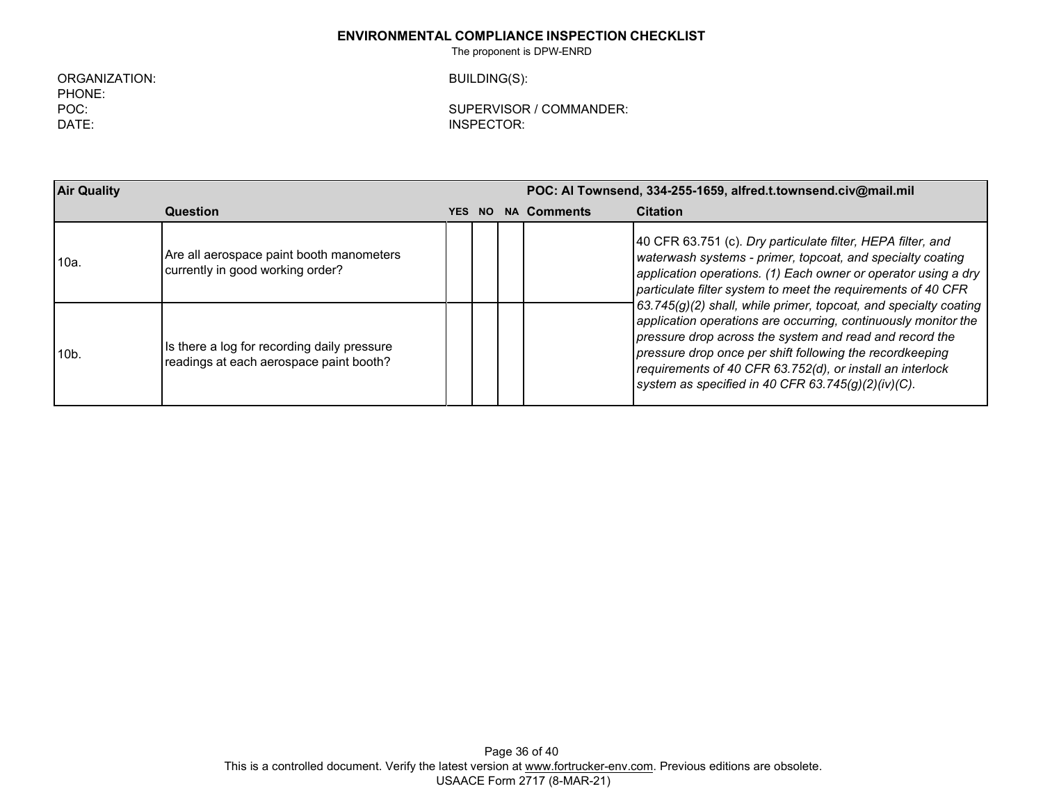**ENVIRONMENTAL COMPLIANCE INSPECTION CHECKLIST**

The proponent is DPW-ENRD

ORGANIZATION:
PHONE:
POC:
DATE:

BUILDING(S):

SUPERVISOR / COMMANDER:
INSPECTOR:

| **Air Quality** | | | | | **POC: Al Townsend, 334-255-1659, alfred.t.townsend.civ@mail.mil** | |
|---|---|---|---|---|---|---|
| | **Question** | **YES** | **NO** | **NA** | **Comments** | **Citation** |
| 10a. | Are all aerospace paint booth manometers currently in good working order? | | | | | 40 CFR 63.751 (c). *Dry particulate filter, HEPA filter, and waterwash systems - primer, topcoat, and specialty coating application operations. (1) Each owner or operator using a dry particulate filter system to meet the requirements of 40 CFR 63.745(g)(2) shall, while primer, topcoat, and specialty coating application operations are occurring, continuously monitor the pressure drop across the system and read and record the pressure drop once per shift following the recordkeeping requirements of 40 CFR 63.752(d), or install an interlock system as specified in 40 CFR 63.745(g)(2)(iv)(C).* |
| 10b. | Is there a log for recording daily pressure readings at each aerospace paint booth? | | | | | |

This is a controlled document. Verify the latest version at www.fortrucker-env.com. Previous editions are obsolete.
USAACE Form 2717 (8-MAR-21)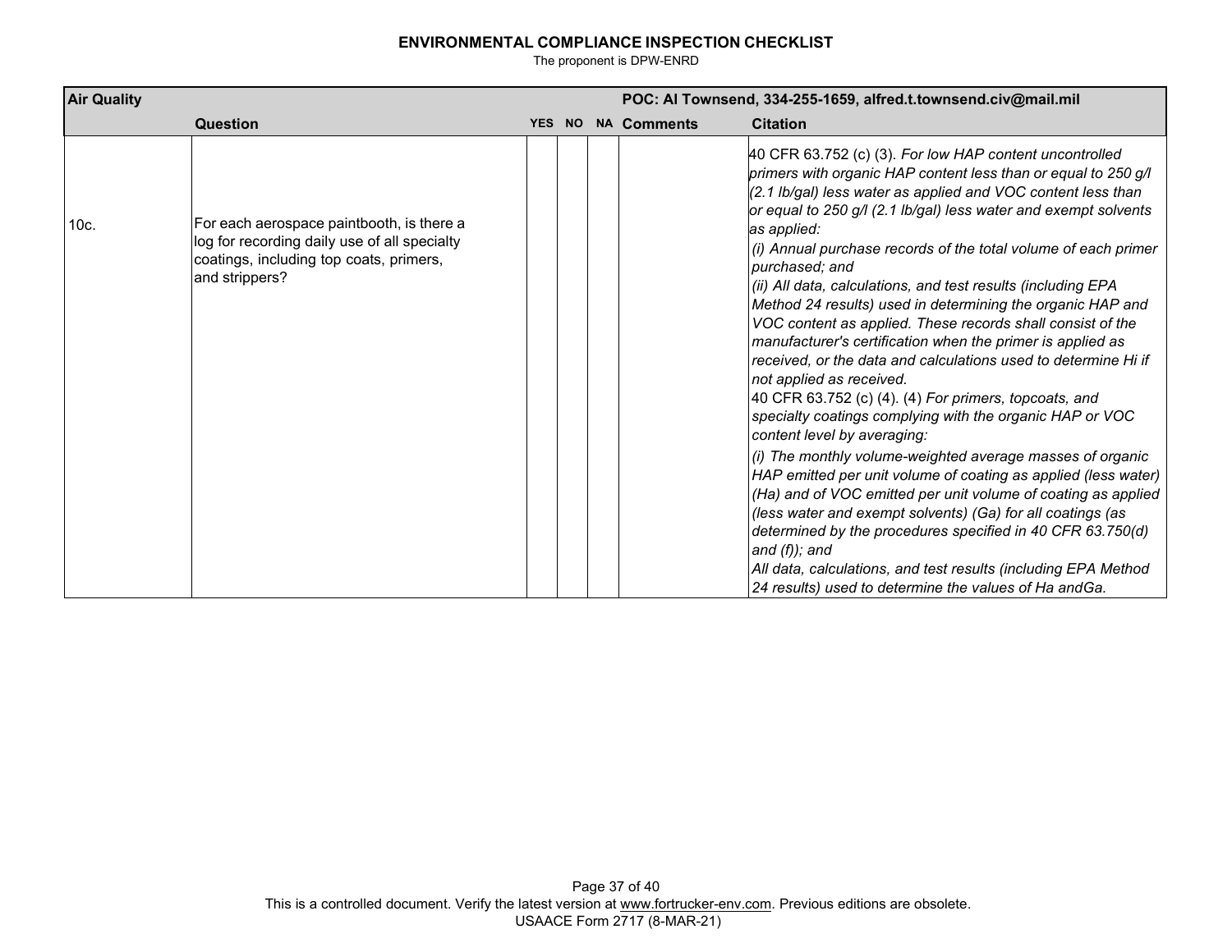**ENVIRONMENTAL COMPLIANCE INSPECTION CHECKLIST**

The proponent is DPW-ENRD

| Air Quality | | | | | POC: Al Townsend, 334-255-1659, alfred.t.townsend.civ@mail.mil | |
|---|---|---|---|---|---|---|
| | **Question** | **YES** | **NO** | **NA** | **Comments** | **Citation** |
| 10c. | For each aerospace paintbooth, is there a log for recording daily use of all specialty coatings, including top coats, primers, and strippers? | | | | | 40 CFR 63.752 (c) (3). *For low HAP content uncontrolled primers with organic HAP content less than or equal to 250 g/l (2.1 lb/gal) less water as applied and VOC content less than or equal to 250 g/l (2.1 lb/gal) less water and exempt solvents as applied:*<br>*(i) Annual purchase records of the total volume of each primer purchased; and*<br>*(ii) All data, calculations, and test results (including EPA Method 24 results) used in determining the organic HAP and VOC content as applied. These records shall consist of the manufacturer's certification when the primer is applied as received, or the data and calculations used to determine Hi if not applied as received.*<br>40 CFR 63.752 (c) (4). (4) *For primers, topcoats, and specialty coatings complying with the organic HAP or VOC content level by averaging:*<br>*(i) The monthly volume-weighted average masses of organic HAP emitted per unit volume of coating as applied (less water) (Ha) and of VOC emitted per unit volume of coating as applied (less water and exempt solvents) (Ga) for all coatings (as determined by the procedures specified in 40 CFR 63.750(d) and (f)); and*<br>*All data, calculations, and test results (including EPA Method 24 results) used to determine the values of Ha andGa.* |

This is a controlled document. Verify the latest version at www.fortrucker-env.com. Previous editions are obsolete.

USAACE Form 2717 (8-MAR-21)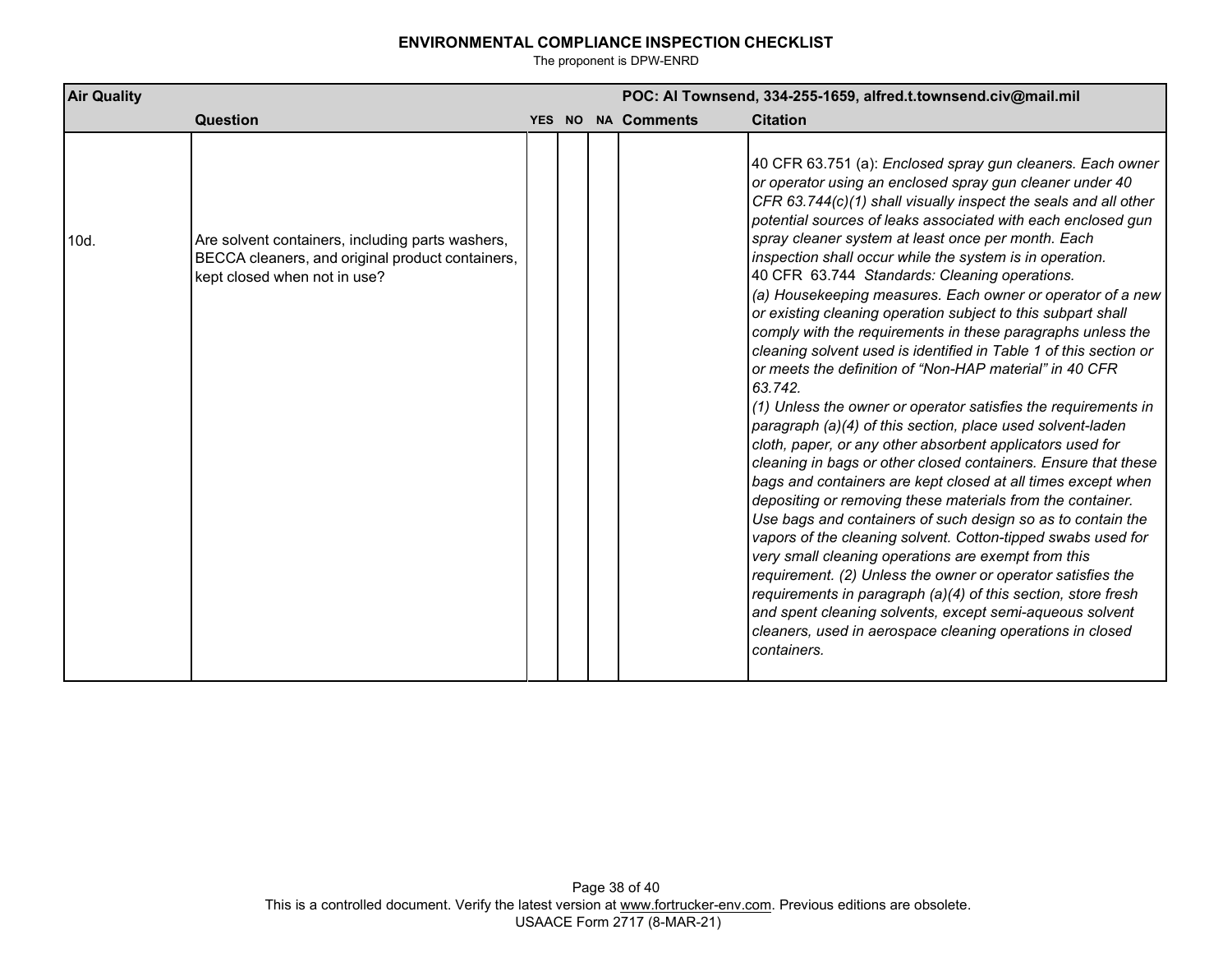# ENVIRONMENTAL COMPLIANCE INSPECTION CHECKLIST

The proponent is DPW-ENRD

| Air Quality | | | | | POC: Al Townsend, 334-255-1659, alfred.t.townsend.civ@mail.mil | |
|---|---|---|---|---|---|---|
| | **Question** | **YES** | **NO** | **NA** | **Comments** | **Citation** |
| 10d. | Are solvent containers, including parts washers, BECCA cleaners, and original product containers, kept closed when not in use? | | | | | 40 CFR 63.751 (a): *Enclosed spray gun cleaners. Each owner or operator using an enclosed spray gun cleaner under 40 CFR 63.744(c)(1) shall visually inspect the seals and all other potential sources of leaks associated with each enclosed gun spray cleaner system at least once per month. Each inspection shall occur while the system is in operation.* 40 CFR 63.744 *Standards: Cleaning operations.* *(a) Housekeeping measures. Each owner or operator of a new or existing cleaning operation subject to this subpart shall comply with the requirements in these paragraphs unless the cleaning solvent used is identified in Table 1 of this section or or meets the definition of "Non-HAP material" in 40 CFR 63.742.* *(1) Unless the owner or operator satisfies the requirements in paragraph (a)(4) of this section, place used solvent-laden cloth, paper, or any other absorbent applicators used for cleaning in bags or other closed containers. Ensure that these bags and containers are kept closed at all times except when depositing or removing these materials from the container. Use bags and containers of such design so as to contain the vapors of the cleaning solvent. Cotton-tipped swabs used for very small cleaning operations are exempt from this requirement. (2) Unless the owner or operator satisfies the requirements in paragraph (a)(4) of this section, store fresh and spent cleaning solvents, except semi-aqueous solvent cleaners, used in aerospace cleaning operations in closed containers.* |

This is a controlled document. Verify the latest version at www.fortrucker-env.com. Previous editions are obsolete.
USAACE Form 2717 (8-MAR-21)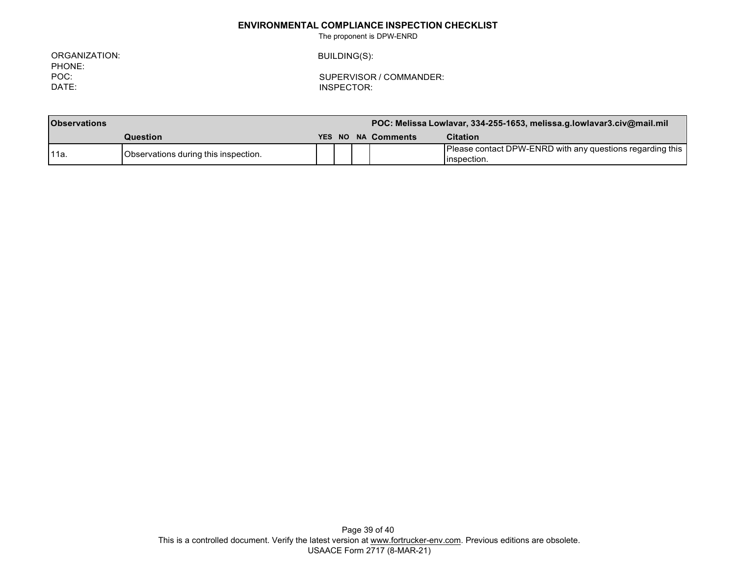**ENVIRONMENTAL COMPLIANCE INSPECTION CHECKLIST**

The proponent is DPW-ENRD

ORGANIZATION:
PHONE:
POC:
DATE:

BUILDING(S):

SUPERVISOR / COMMANDER:
INSPECTOR:

| **Observations** | | | | | **POC: Melissa Lowlavar, 334-255-1653, melissa.g.lowlavar3.civ@mail.mil** | |
|---|---|---|---|---|---|---|
| | **Question** | **YES** | **NO** | **NA** | **Comments** | **Citation** |
| 11a. | Observations during this inspection. | | | | | Please contact DPW-ENRD with any questions regarding this inspection. |

This is a controlled document. Verify the latest version at www.fortrucker-env.com. Previous editions are obsolete.
USAACE Form 2717 (8-MAR-21)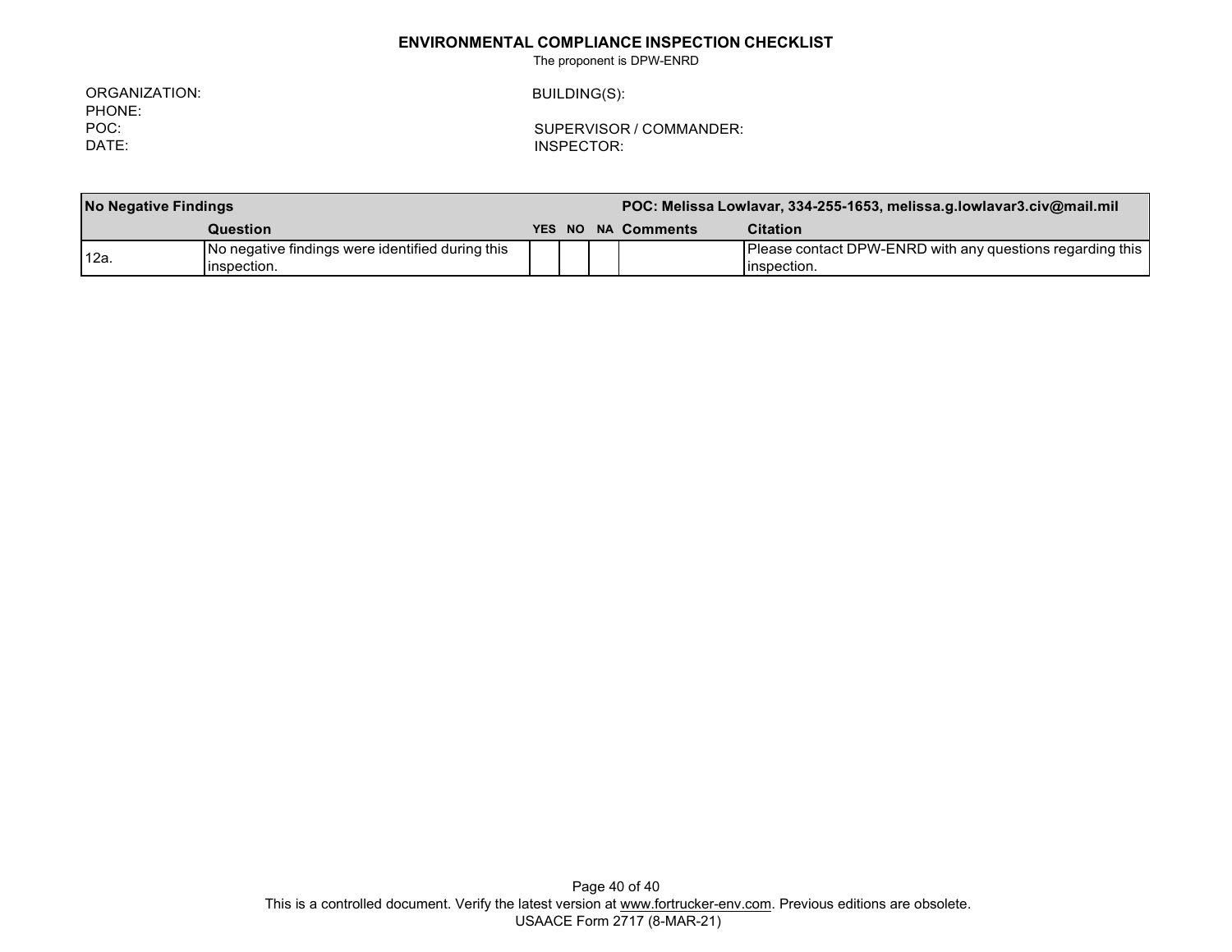**ENVIRONMENTAL COMPLIANCE INSPECTION CHECKLIST**

The proponent is DPW-ENRD

ORGANIZATION:
PHONE:
POC:
DATE:

BUILDING(S):

SUPERVISOR / COMMANDER:
INSPECTOR:

| **No Negative Findings** | | | | | **POC: Melissa Lowlavar, 334-255-1653, melissa.g.lowlavar3.civ@mail.mil** | |
|---|---|---|---|---|---|---|
| | **Question** | **YES** | **NO** | **NA** | **Comments** | **Citation** |
| 12a. | No negative findings were identified during this inspection. | | | | | Please contact DPW-ENRD with any questions regarding this inspection. |

This is a controlled document. Verify the latest version at www.fortrucker-env.com. Previous editions are obsolete.
USAACE Form 2717 (8-MAR-21)